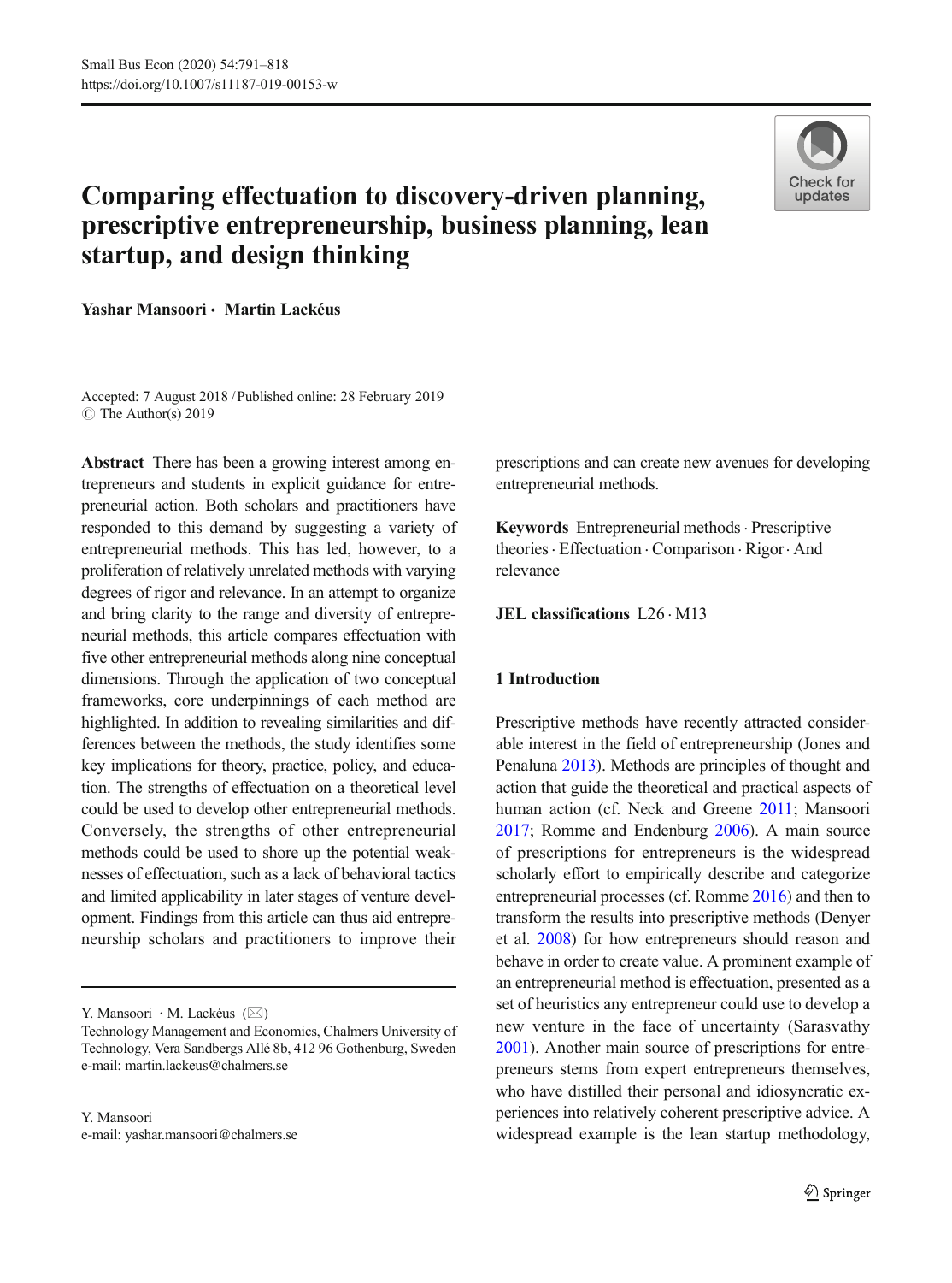# Comparing effectuation to discovery-driven planning, prescriptive entrepreneurship, business planning, lean startup, and design thinking

**Yashar Mansoori · Martin Lackéus**

Accepted: 7 August 2018 / Published online: 28 February 2019
© The Author(s) 2019

**Abstract** There has been a growing interest among entrepreneurs and students in explicit guidance for entrepreneurial action. Both scholars and practitioners have responded to this demand by suggesting a variety of entrepreneurial methods. This has led, however, to a proliferation of relatively unrelated methods with varying degrees of rigor and relevance. In an attempt to organize and bring clarity to the range and diversity of entrepreneurial methods, this article compares effectuation with five other entrepreneurial methods along nine conceptual dimensions. Through the application of two conceptual frameworks, core underpinnings of each method are highlighted. In addition to revealing similarities and differences between the methods, the study identifies some key implications for theory, practice, policy, and education. The strengths of effectuation on a theoretical level could be used to develop other entrepreneurial methods. Conversely, the strengths of other entrepreneurial methods could be used to shore up the potential weaknesses of effectuation, such as a lack of behavioral tactics and limited applicability in later stages of venture development. Findings from this article can thus aid entrepreneurship scholars and practitioners to improve their prescriptions and can create new avenues for developing entrepreneurial methods.

**Keywords** Entrepreneurial methods · Prescriptive theories · Effectuation · Comparison · Rigor · And relevance

**JEL classifications** L26 · M13

Y. Mansoori · M. Lackéus (✉)
Technology Management and Economics, Chalmers University of Technology, Vera Sandbergs Allé 8b, 412 96 Gothenburg, Sweden
e-mail: martin.lackeus@chalmers.se

Y. Mansoori
e-mail: yashar.mansoori@chalmers.se

## 1 Introduction

Prescriptive methods have recently attracted considerable interest in the field of entrepreneurship (Jones and Penaluna 2013). Methods are principles of thought and action that guide the theoretical and practical aspects of human action (cf. Neck and Greene 2011; Mansoori 2017; Romme and Endenburg 2006). A main source of prescriptions for entrepreneurs is the widespread scholarly effort to empirically describe and categorize entrepreneurial processes (cf. Romme 2016) and then to transform the results into prescriptive methods (Denyer et al. 2008) for how entrepreneurs should reason and behave in order to create value. A prominent example of an entrepreneurial method is effectuation, presented as a set of heuristics any entrepreneur could use to develop a new venture in the face of uncertainty (Sarasvathy 2001). Another main source of prescriptions for entrepreneurs stems from expert entrepreneurs themselves, who have distilled their personal and idiosyncratic experiences into relatively coherent prescriptive advice. A widespread example is the lean startup methodology,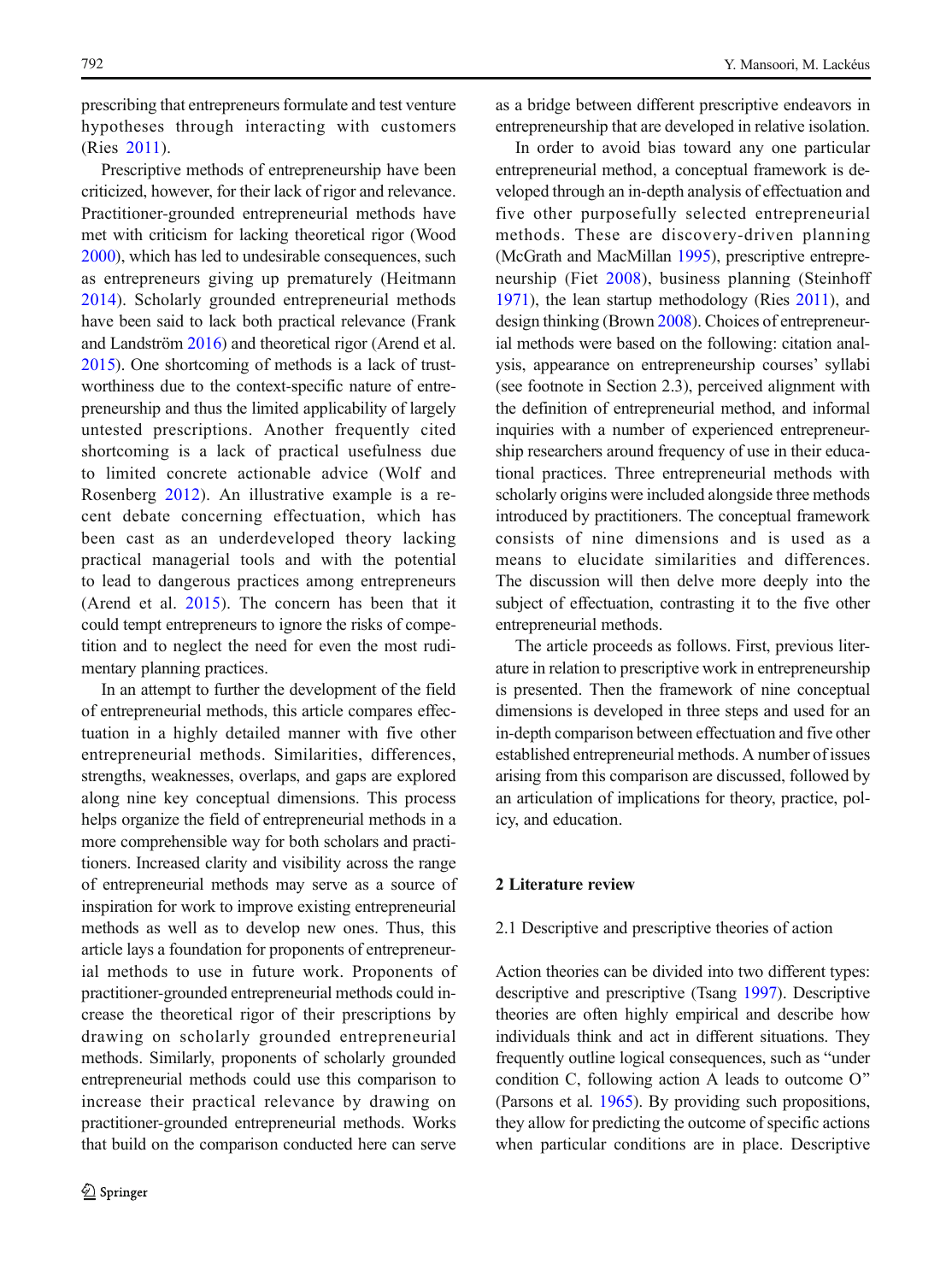prescribing that entrepreneurs formulate and test venture hypotheses through interacting with customers (Ries 2011).

Prescriptive methods of entrepreneurship have been criticized, however, for their lack of rigor and relevance. Practitioner-grounded entrepreneurial methods have met with criticism for lacking theoretical rigor (Wood 2000), which has led to undesirable consequences, such as entrepreneurs giving up prematurely (Heitmann 2014). Scholarly grounded entrepreneurial methods have been said to lack both practical relevance (Frank and Landström 2016) and theoretical rigor (Arend et al. 2015). One shortcoming of methods is a lack of trustworthiness due to the context-specific nature of entrepreneurship and thus the limited applicability of largely untested prescriptions. Another frequently cited shortcoming is a lack of practical usefulness due to limited concrete actionable advice (Wolf and Rosenberg 2012). An illustrative example is a recent debate concerning effectuation, which has been cast as an underdeveloped theory lacking practical managerial tools and with the potential to lead to dangerous practices among entrepreneurs (Arend et al. 2015). The concern has been that it could tempt entrepreneurs to ignore the risks of competition and to neglect the need for even the most rudimentary planning practices.

In an attempt to further the development of the field of entrepreneurial methods, this article compares effectuation in a highly detailed manner with five other entrepreneurial methods. Similarities, differences, strengths, weaknesses, overlaps, and gaps are explored along nine key conceptual dimensions. This process helps organize the field of entrepreneurial methods in a more comprehensible way for both scholars and practitioners. Increased clarity and visibility across the range of entrepreneurial methods may serve as a source of inspiration for work to improve existing entrepreneurial methods as well as to develop new ones. Thus, this article lays a foundation for proponents of entrepreneurial methods to use in future work. Proponents of practitioner-grounded entrepreneurial methods could increase the theoretical rigor of their prescriptions by drawing on scholarly grounded entrepreneurial methods. Similarly, proponents of scholarly grounded entrepreneurial methods could use this comparison to increase their practical relevance by drawing on practitioner-grounded entrepreneurial methods. Works that build on the comparison conducted here can serve as a bridge between different prescriptive endeavors in entrepreneurship that are developed in relative isolation.

In order to avoid bias toward any one particular entrepreneurial method, a conceptual framework is developed through an in-depth analysis of effectuation and five other purposefully selected entrepreneurial methods. These are discovery-driven planning (McGrath and MacMillan 1995), prescriptive entrepreneurship (Fiet 2008), business planning (Steinhoff 1971), the lean startup methodology (Ries 2011), and design thinking (Brown 2008). Choices of entrepreneurial methods were based on the following: citation analysis, appearance on entrepreneurship courses' syllabi (see footnote in Section 2.3), perceived alignment with the definition of entrepreneurial method, and informal inquiries with a number of experienced entrepreneurship researchers around frequency of use in their educational practices. Three entrepreneurial methods with scholarly origins were included alongside three methods introduced by practitioners. The conceptual framework consists of nine dimensions and is used as a means to elucidate similarities and differences. The discussion will then delve more deeply into the subject of effectuation, contrasting it to the five other entrepreneurial methods.

The article proceeds as follows. First, previous literature in relation to prescriptive work in entrepreneurship is presented. Then the framework of nine conceptual dimensions is developed in three steps and used for an in-depth comparison between effectuation and five other established entrepreneurial methods. A number of issues arising from this comparison are discussed, followed by an articulation of implications for theory, practice, policy, and education.

## 2 Literature review

### 2.1 Descriptive and prescriptive theories of action

Action theories can be divided into two different types: descriptive and prescriptive (Tsang 1997). Descriptive theories are often highly empirical and describe how individuals think and act in different situations. They frequently outline logical consequences, such as "under condition C, following action A leads to outcome O" (Parsons et al. 1965). By providing such propositions, they allow for predicting the outcome of specific actions when particular conditions are in place. Descriptive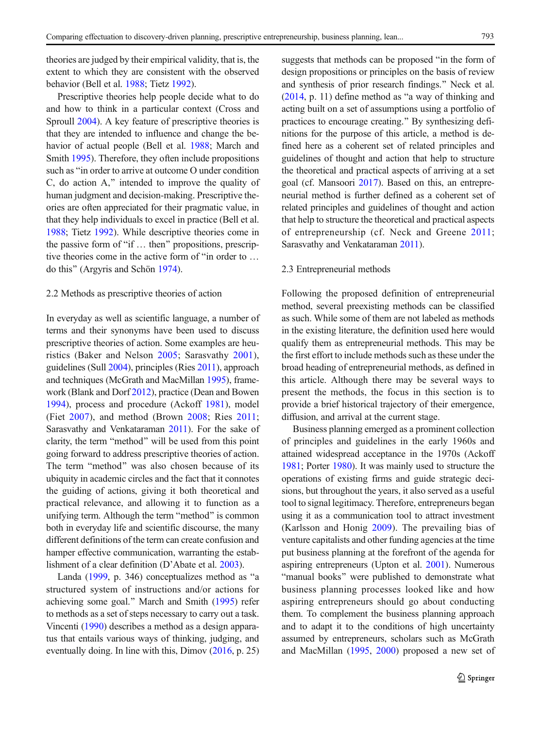theories are judged by their empirical validity, that is, the extent to which they are consistent with the observed behavior (Bell et al. 1988; Tietz 1992).

Prescriptive theories help people decide what to do and how to think in a particular context (Cross and Sproull 2004). A key feature of prescriptive theories is that they are intended to influence and change the behavior of actual people (Bell et al. 1988; March and Smith 1995). Therefore, they often include propositions such as "in order to arrive at outcome O under condition C, do action A," intended to improve the quality of human judgment and decision-making. Prescriptive theories are often appreciated for their pragmatic value, in that they help individuals to excel in practice (Bell et al. 1988; Tietz 1992). While descriptive theories come in the passive form of "if … then" propositions, prescriptive theories come in the active form of "in order to … do this" (Argyris and Schön 1974).

### 2.2 Methods as prescriptive theories of action

In everyday as well as scientific language, a number of terms and their synonyms have been used to discuss prescriptive theories of action. Some examples are heuristics (Baker and Nelson 2005; Sarasvathy 2001), guidelines (Sull 2004), principles (Ries 2011), approach and techniques (McGrath and MacMillan 1995), framework (Blank and Dorf 2012), practice (Dean and Bowen 1994), process and procedure (Ackoff 1981), model (Fiet 2007), and method (Brown 2008; Ries 2011; Sarasvathy and Venkataraman 2011). For the sake of clarity, the term "method" will be used from this point going forward to address prescriptive theories of action. The term "method" was also chosen because of its ubiquity in academic circles and the fact that it connotes the guiding of actions, giving it both theoretical and practical relevance, and allowing it to function as a unifying term. Although the term "method" is common both in everyday life and scientific discourse, the many different definitions of the term can create confusion and hamper effective communication, warranting the establishment of a clear definition (D'Abate et al. 2003).

Landa (1999, p. 346) conceptualizes method as "a structured system of instructions and/or actions for achieving some goal." March and Smith (1995) refer to methods as a set of steps necessary to carry out a task. Vincenti (1990) describes a method as a design apparatus that entails various ways of thinking, judging, and eventually doing. In line with this, Dimov (2016, p. 25) suggests that methods can be proposed "in the form of design propositions or principles on the basis of review and synthesis of prior research findings." Neck et al. (2014, p. 11) define method as "a way of thinking and acting built on a set of assumptions using a portfolio of practices to encourage creating." By synthesizing definitions for the purpose of this article, a method is defined here as a coherent set of related principles and guidelines of thought and action that help to structure the theoretical and practical aspects of arriving at a set goal (cf. Mansoori 2017). Based on this, an entrepreneurial method is further defined as a coherent set of related principles and guidelines of thought and action that help to structure the theoretical and practical aspects of entrepreneurship (cf. Neck and Greene 2011; Sarasvathy and Venkataraman 2011).

### 2.3 Entrepreneurial methods

Following the proposed definition of entrepreneurial method, several preexisting methods can be classified as such. While some of them are not labeled as methods in the existing literature, the definition used here would qualify them as entrepreneurial methods. This may be the first effort to include methods such as these under the broad heading of entrepreneurial methods, as defined in this article. Although there may be several ways to present the methods, the focus in this section is to provide a brief historical trajectory of their emergence, diffusion, and arrival at the current stage.

Business planning emerged as a prominent collection of principles and guidelines in the early 1960s and attained widespread acceptance in the 1970s (Ackoff 1981; Porter 1980). It was mainly used to structure the operations of existing firms and guide strategic decisions, but throughout the years, it also served as a useful tool to signal legitimacy. Therefore, entrepreneurs began using it as a communication tool to attract investment (Karlsson and Honig 2009). The prevailing bias of venture capitalists and other funding agencies at the time put business planning at the forefront of the agenda for aspiring entrepreneurs (Upton et al. 2001). Numerous "manual books" were published to demonstrate what business planning processes looked like and how aspiring entrepreneurs should go about conducting them. To complement the business planning approach and to adapt it to the conditions of high uncertainty assumed by entrepreneurs, scholars such as McGrath and MacMillan (1995, 2000) proposed a new set of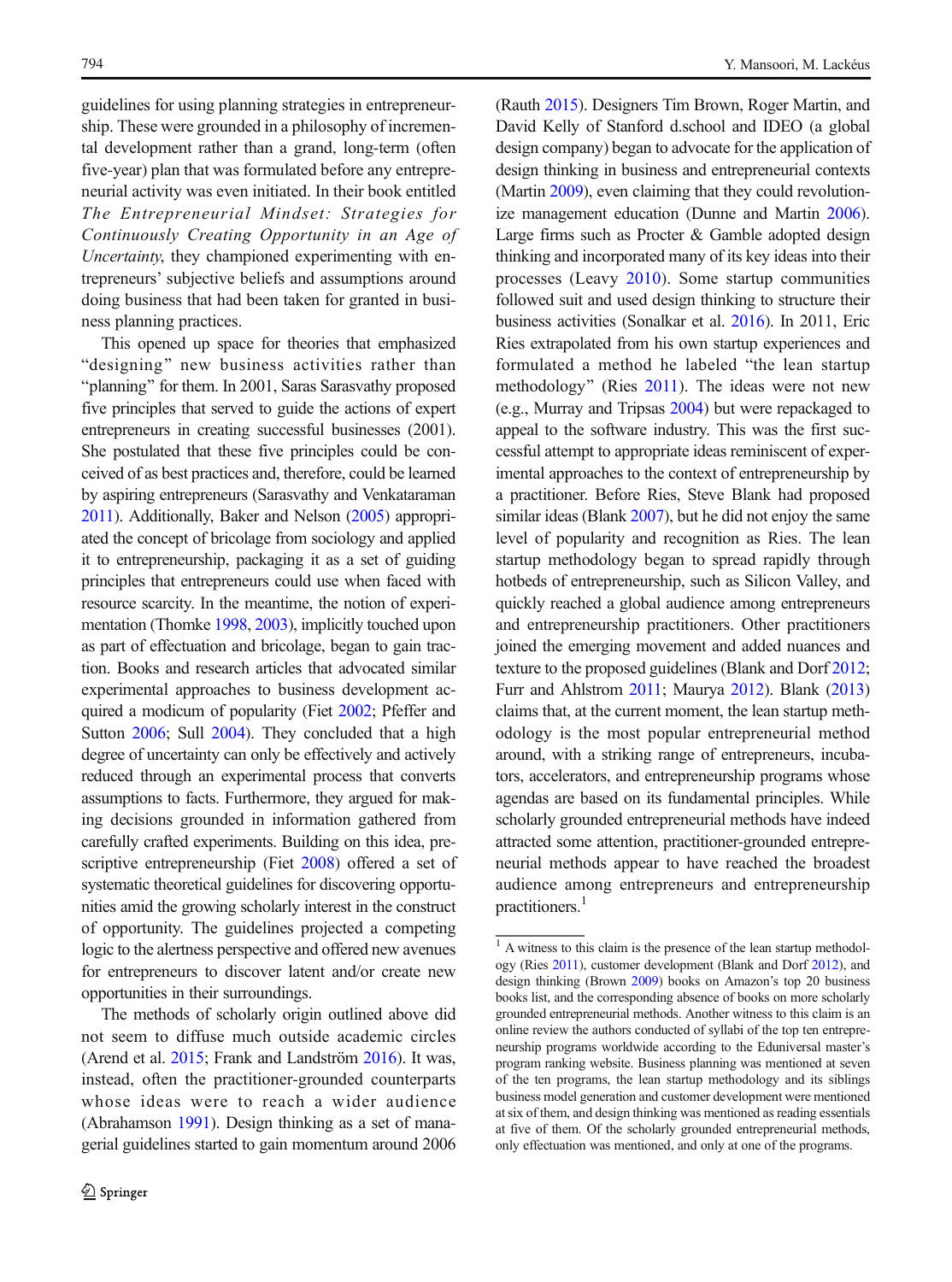guidelines for using planning strategies in entrepreneurship. These were grounded in a philosophy of incremental development rather than a grand, long-term (often five-year) plan that was formulated before any entrepreneurial activity was even initiated. In their book entitled *The Entrepreneurial Mindset: Strategies for Continuously Creating Opportunity in an Age of Uncertainty*, they championed experimenting with entrepreneurs' subjective beliefs and assumptions around doing business that had been taken for granted in business planning practices.

This opened up space for theories that emphasized "designing" new business activities rather than "planning" for them. In 2001, Saras Sarasvathy proposed five principles that served to guide the actions of expert entrepreneurs in creating successful businesses (2001). She postulated that these five principles could be conceived of as best practices and, therefore, could be learned by aspiring entrepreneurs (Sarasvathy and Venkataraman 2011). Additionally, Baker and Nelson (2005) appropriated the concept of bricolage from sociology and applied it to entrepreneurship, packaging it as a set of guiding principles that entrepreneurs could use when faced with resource scarcity. In the meantime, the notion of experimentation (Thomke 1998, 2003), implicitly touched upon as part of effectuation and bricolage, began to gain traction. Books and research articles that advocated similar experimental approaches to business development acquired a modicum of popularity (Fiet 2002; Pfeffer and Sutton 2006; Sull 2004). They concluded that a high degree of uncertainty can only be effectively and actively reduced through an experimental process that converts assumptions to facts. Furthermore, they argued for making decisions grounded in information gathered from carefully crafted experiments. Building on this idea, prescriptive entrepreneurship (Fiet 2008) offered a set of systematic theoretical guidelines for discovering opportunities amid the growing scholarly interest in the construct of opportunity. The guidelines projected a competing logic to the alertness perspective and offered new avenues for entrepreneurs to discover latent and/or create new opportunities in their surroundings.

The methods of scholarly origin outlined above did not seem to diffuse much outside academic circles (Arend et al. 2015; Frank and Landström 2016). It was, instead, often the practitioner-grounded counterparts whose ideas were to reach a wider audience (Abrahamson 1991). Design thinking as a set of managerial guidelines started to gain momentum around 2006 (Rauth 2015). Designers Tim Brown, Roger Martin, and David Kelly of Stanford d.school and IDEO (a global design company) began to advocate for the application of design thinking in business and entrepreneurial contexts (Martin 2009), even claiming that they could revolutionize management education (Dunne and Martin 2006). Large firms such as Procter & Gamble adopted design thinking and incorporated many of its key ideas into their processes (Leavy 2010). Some startup communities followed suit and used design thinking to structure their business activities (Sonalkar et al. 2016). In 2011, Eric Ries extrapolated from his own startup experiences and formulated a method he labeled "the lean startup methodology" (Ries 2011). The ideas were not new (e.g., Murray and Tripsas 2004) but were repackaged to appeal to the software industry. This was the first successful attempt to appropriate ideas reminiscent of experimental approaches to the context of entrepreneurship by a practitioner. Before Ries, Steve Blank had proposed similar ideas (Blank 2007), but he did not enjoy the same level of popularity and recognition as Ries. The lean startup methodology began to spread rapidly through hotbeds of entrepreneurship, such as Silicon Valley, and quickly reached a global audience among entrepreneurs and entrepreneurship practitioners. Other practitioners joined the emerging movement and added nuances and texture to the proposed guidelines (Blank and Dorf 2012; Furr and Ahlstrom 2011; Maurya 2012). Blank (2013) claims that, at the current moment, the lean startup methodology is the most popular entrepreneurial method around, with a striking range of entrepreneurs, incubators, accelerators, and entrepreneurship programs whose agendas are based on its fundamental principles. While scholarly grounded entrepreneurial methods have indeed attracted some attention, practitioner-grounded entrepreneurial methods appear to have reached the broadest audience among entrepreneurs and entrepreneurship practitioners.[1]

[1] A witness to this claim is the presence of the lean startup methodology (Ries 2011), customer development (Blank and Dorf 2012), and design thinking (Brown 2009) books on Amazon's top 20 business books list, and the corresponding absence of books on more scholarly grounded entrepreneurial methods. Another witness to this claim is an online review the authors conducted of syllabi of the top ten entrepreneurship programs worldwide according to the Eduniversal master's program ranking website. Business planning was mentioned at seven of the ten programs, the lean startup methodology and its siblings business model generation and customer development were mentioned at six of them, and design thinking was mentioned as reading essentials at five of them. Of the scholarly grounded entrepreneurial methods, only effectuation was mentioned, and only at one of the programs.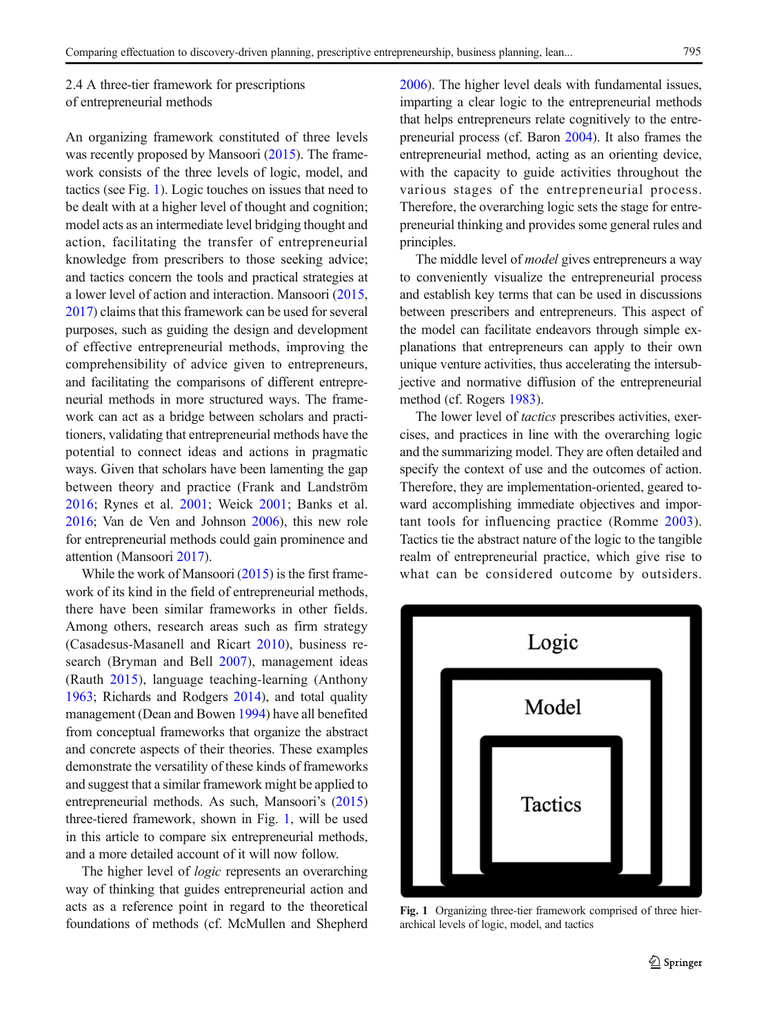## 2.4 A three-tier framework for prescriptions of entrepreneurial methods

An organizing framework constituted of three levels was recently proposed by Mansoori (2015). The framework consists of the three levels of logic, model, and tactics (see Fig. 1). Logic touches on issues that need to be dealt with at a higher level of thought and cognition; model acts as an intermediate level bridging thought and action, facilitating the transfer of entrepreneurial knowledge from prescribers to those seeking advice; and tactics concern the tools and practical strategies at a lower level of action and interaction. Mansoori (2015, 2017) claims that this framework can be used for several purposes, such as guiding the design and development of effective entrepreneurial methods, improving the comprehensibility of advice given to entrepreneurs, and facilitating the comparisons of different entrepreneurial methods in more structured ways. The framework can act as a bridge between scholars and practitioners, validating that entrepreneurial methods have the potential to connect ideas and actions in pragmatic ways. Given that scholars have been lamenting the gap between theory and practice (Frank and Landström 2016; Rynes et al. 2001; Weick 2001; Banks et al. 2016; Van de Ven and Johnson 2006), this new role for entrepreneurial methods could gain prominence and attention (Mansoori 2017).

While the work of Mansoori (2015) is the first framework of its kind in the field of entrepreneurial methods, there have been similar frameworks in other fields. Among others, research areas such as firm strategy (Casadesus-Masanell and Ricart 2010), business research (Bryman and Bell 2007), management ideas (Rauth 2015), language teaching-learning (Anthony 1963; Richards and Rodgers 2014), and total quality management (Dean and Bowen 1994) have all benefited from conceptual frameworks that organize the abstract and concrete aspects of their theories. These examples demonstrate the versatility of these kinds of frameworks and suggest that a similar framework might be applied to entrepreneurial methods. As such, Mansoori's (2015) three-tiered framework, shown in Fig. 1, will be used in this article to compare six entrepreneurial methods, and a more detailed account of it will now follow.

The higher level of *logic* represents an overarching way of thinking that guides entrepreneurial action and acts as a reference point in regard to the theoretical foundations of methods (cf. McMullen and Shepherd 2006). The higher level deals with fundamental issues, imparting a clear logic to the entrepreneurial methods that helps entrepreneurs relate cognitively to the entrepreneurial process (cf. Baron 2004). It also frames the entrepreneurial method, acting as an orienting device, with the capacity to guide activities throughout the various stages of the entrepreneurial process. Therefore, the overarching logic sets the stage for entrepreneurial thinking and provides some general rules and principles.

The middle level of *model* gives entrepreneurs a way to conveniently visualize the entrepreneurial process and establish key terms that can be used in discussions between prescribers and entrepreneurs. This aspect of the model can facilitate endeavors through simple explanations that entrepreneurs can apply to their own unique venture activities, thus accelerating the intersubjective and normative diffusion of the entrepreneurial method (cf. Rogers 1983).

The lower level of *tactics* prescribes activities, exercises, and practices in line with the overarching logic and the summarizing model. They are often detailed and specify the context of use and the outcomes of action. Therefore, they are implementation-oriented, geared toward accomplishing immediate objectives and important tools for influencing practice (Romme 2003). Tactics tie the abstract nature of the logic to the tangible realm of entrepreneurial practice, which give rise to what can be considered outcome by outsiders.

Logic

Model

Tactics

**Fig. 1** Organizing three-tier framework comprised of three hierarchical levels of logic, model, and tactics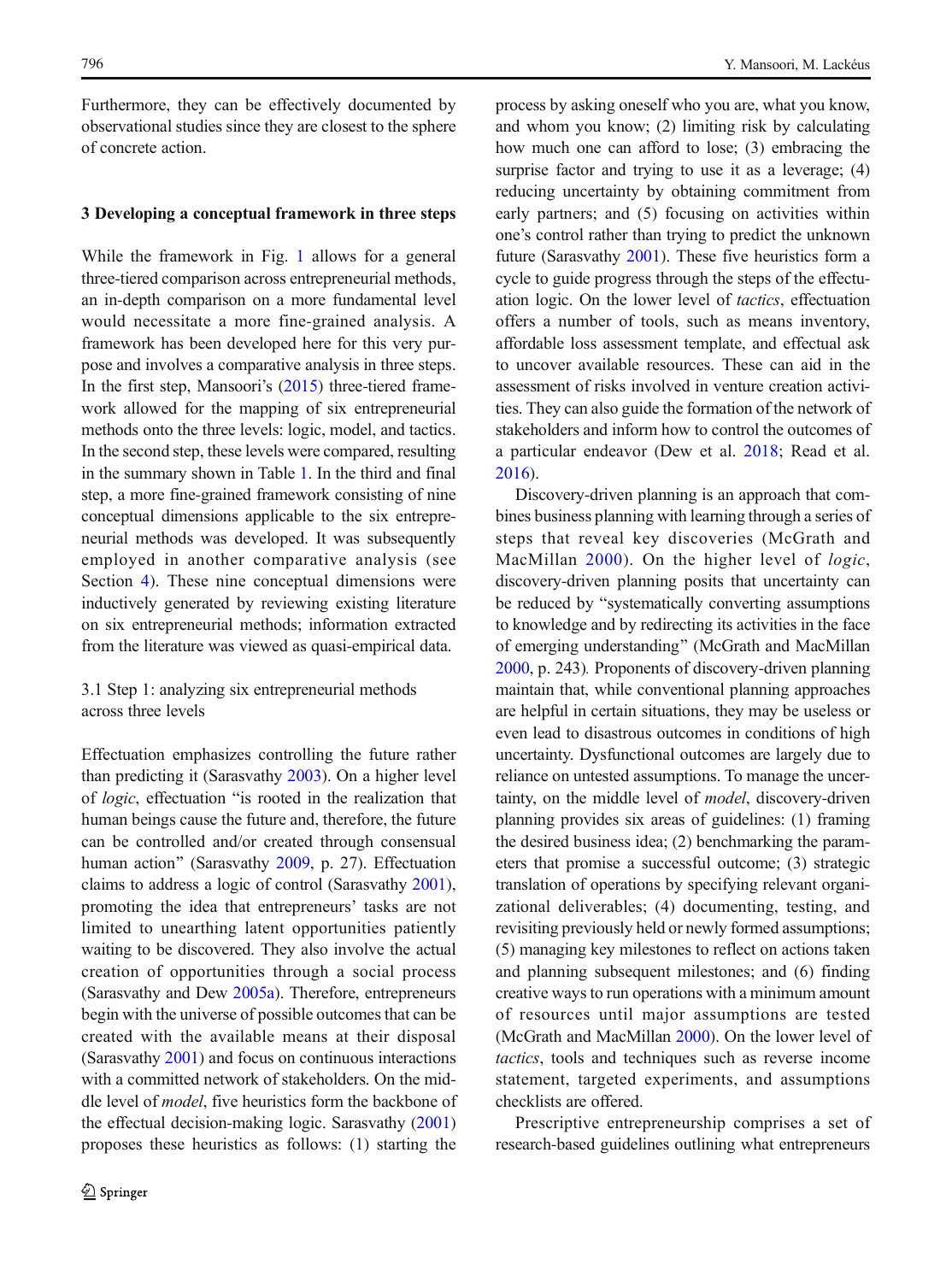Furthermore, they can be effectively documented by observational studies since they are closest to the sphere of concrete action.

## 3 Developing a conceptual framework in three steps

While the framework in Fig. 1 allows for a general three-tiered comparison across entrepreneurial methods, an in-depth comparison on a more fundamental level would necessitate a more fine-grained analysis. A framework has been developed here for this very purpose and involves a comparative analysis in three steps. In the first step, Mansoori's (2015) three-tiered framework allowed for the mapping of six entrepreneurial methods onto the three levels: logic, model, and tactics. In the second step, these levels were compared, resulting in the summary shown in Table 1. In the third and final step, a more fine-grained framework consisting of nine conceptual dimensions applicable to the six entrepreneurial methods was developed. It was subsequently employed in another comparative analysis (see Section 4). These nine conceptual dimensions were inductively generated by reviewing existing literature on six entrepreneurial methods; information extracted from the literature was viewed as quasi-empirical data.

### 3.1 Step 1: analyzing six entrepreneurial methods across three levels

Effectuation emphasizes controlling the future rather than predicting it (Sarasvathy 2003). On a higher level of *logic*, effectuation "is rooted in the realization that human beings cause the future and, therefore, the future can be controlled and/or created through consensual human action" (Sarasvathy 2009, p. 27). Effectuation claims to address a logic of control (Sarasvathy 2001), promoting the idea that entrepreneurs' tasks are not limited to unearthing latent opportunities patiently waiting to be discovered. They also involve the actual creation of opportunities through a social process (Sarasvathy and Dew 2005a). Therefore, entrepreneurs begin with the universe of possible outcomes that can be created with the available means at their disposal (Sarasvathy 2001) and focus on continuous interactions with a committed network of stakeholders. On the middle level of *model*, five heuristics form the backbone of the effectual decision-making logic. Sarasvathy (2001) proposes these heuristics as follows: (1) starting the process by asking oneself who you are, what you know, and whom you know; (2) limiting risk by calculating how much one can afford to lose; (3) embracing the surprise factor and trying to use it as a leverage; (4) reducing uncertainty by obtaining commitment from early partners; and (5) focusing on activities within one's control rather than trying to predict the unknown future (Sarasvathy 2001). These five heuristics form a cycle to guide progress through the steps of the effectuation logic. On the lower level of *tactics*, effectuation offers a number of tools, such as means inventory, affordable loss assessment template, and effectual ask to uncover available resources. These can aid in the assessment of risks involved in venture creation activities. They can also guide the formation of the network of stakeholders and inform how to control the outcomes of a particular endeavor (Dew et al. 2018; Read et al. 2016).

Discovery-driven planning is an approach that combines business planning with learning through a series of steps that reveal key discoveries (McGrath and MacMillan 2000). On the higher level of *logic*, discovery-driven planning posits that uncertainty can be reduced by "systematically converting assumptions to knowledge and by redirecting its activities in the face of emerging understanding" (McGrath and MacMillan 2000, p. 243). Proponents of discovery-driven planning maintain that, while conventional planning approaches are helpful in certain situations, they may be useless or even lead to disastrous outcomes in conditions of high uncertainty. Dysfunctional outcomes are largely due to reliance on untested assumptions. To manage the uncertainty, on the middle level of *model*, discovery-driven planning provides six areas of guidelines: (1) framing the desired business idea; (2) benchmarking the parameters that promise a successful outcome; (3) strategic translation of operations by specifying relevant organizational deliverables; (4) documenting, testing, and revisiting previously held or newly formed assumptions; (5) managing key milestones to reflect on actions taken and planning subsequent milestones; and (6) finding creative ways to run operations with a minimum amount of resources until major assumptions are tested (McGrath and MacMillan 2000). On the lower level of *tactics*, tools and techniques such as reverse income statement, targeted experiments, and assumptions checklists are offered.

Prescriptive entrepreneurship comprises a set of research-based guidelines outlining what entrepreneurs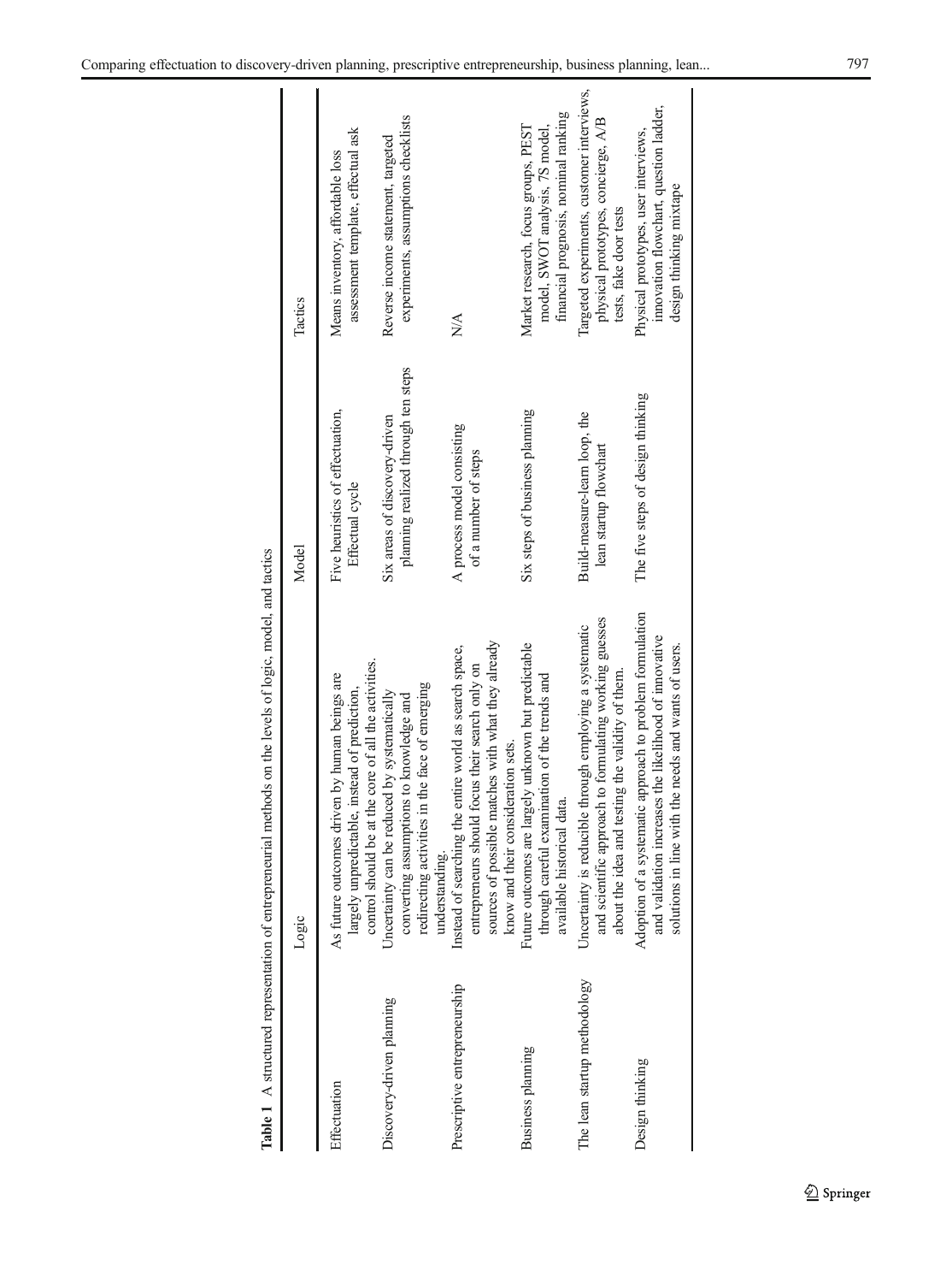Table 1 A structured representation of entrepreneurial methods on the levels of logic, model, and tactics

| | Logic | Model | Tactics |
|---|---|---|---|
| Effectuation | As future outcomes driven by human beings are largely unpredictable, instead of prediction, control should be at the core of all the activities. | Five heuristics of effectuation, Effectual cycle | Means inventory, affordable loss assessment template, effectual ask |
| Discovery-driven planning | Uncertainty can be reduced by systematically converting assumptions to knowledge and redirecting activities in the face of emerging understanding. | Six areas of discovery-driven planning realized through ten steps | Reverse income statement, targeted experiments, assumptions checklists |
| Prescriptive entrepreneurship | Instead of searching the entire world as search space, entrepreneurs should focus their search only on sources of possible matches with what they already know and their consideration sets. | A process model consisting of a number of steps | N/A |
| Business planning | Future outcomes are largely unknown but predictable through careful examination of the trends and available historical data. | Six steps of business planning | Market research, focus groups, PEST model, SWOT analysis, 7S model, financial prognosis, nominal ranking |
| The lean startup methodology | Uncertainty is reducible through employing a systematic and scientific approach to formulating working guesses about the idea and testing the validity of them. | Build-measure-learn loop, the lean startup flowchart | Targeted experiments, customer interviews, physical prototypes, concierge, A/B tests, fake door tests |
| Design thinking | Adoption of a systematic approach to problem formulation and validation increases the likelihood of innovative solutions in line with the needs and wants of users. | The five steps of design thinking | Physical prototypes, user interviews, innovation flowchart, question ladder, design thinking mixtape |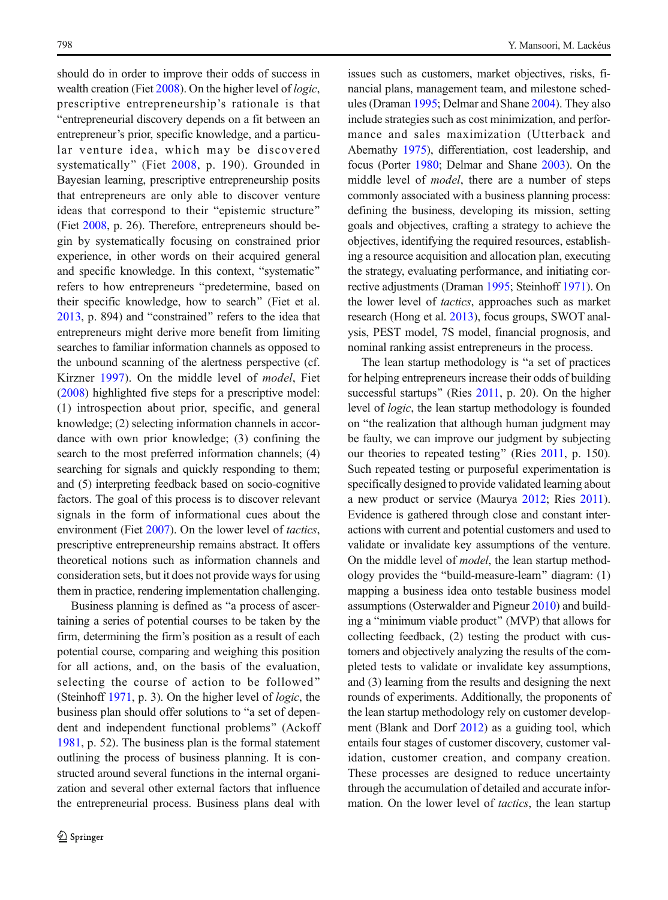should do in order to improve their odds of success in wealth creation (Fiet 2008). On the higher level of *logic*, prescriptive entrepreneurship's rationale is that "entrepreneurial discovery depends on a fit between an entrepreneur's prior, specific knowledge, and a particular venture idea, which may be discovered systematically" (Fiet 2008, p. 190). Grounded in Bayesian learning, prescriptive entrepreneurship posits that entrepreneurs are only able to discover venture ideas that correspond to their "epistemic structure" (Fiet 2008, p. 26). Therefore, entrepreneurs should begin by systematically focusing on constrained prior experience, in other words on their acquired general and specific knowledge. In this context, "systematic" refers to how entrepreneurs "predetermine, based on their specific knowledge, how to search" (Fiet et al. 2013, p. 894) and "constrained" refers to the idea that entrepreneurs might derive more benefit from limiting searches to familiar information channels as opposed to the unbound scanning of the alertness perspective (cf. Kirzner 1997). On the middle level of *model*, Fiet (2008) highlighted five steps for a prescriptive model: (1) introspection about prior, specific, and general knowledge; (2) selecting information channels in accordance with own prior knowledge; (3) confining the search to the most preferred information channels; (4) searching for signals and quickly responding to them; and (5) interpreting feedback based on socio-cognitive factors. The goal of this process is to discover relevant signals in the form of informational cues about the environment (Fiet 2007). On the lower level of *tactics*, prescriptive entrepreneurship remains abstract. It offers theoretical notions such as information channels and consideration sets, but it does not provide ways for using them in practice, rendering implementation challenging.

Business planning is defined as "a process of ascertaining a series of potential courses to be taken by the firm, determining the firm's position as a result of each potential course, comparing and weighing this position for all actions, and, on the basis of the evaluation, selecting the course of action to be followed" (Steinhoff 1971, p. 3). On the higher level of *logic*, the business plan should offer solutions to "a set of dependent and independent functional problems" (Ackoff 1981, p. 52). The business plan is the formal statement outlining the process of business planning. It is constructed around several functions in the internal organization and several other external factors that influence the entrepreneurial process. Business plans deal with issues such as customers, market objectives, risks, financial plans, management team, and milestone schedules (Draman 1995; Delmar and Shane 2004). They also include strategies such as cost minimization, and performance and sales maximization (Utterback and Abernathy 1975), differentiation, cost leadership, and focus (Porter 1980; Delmar and Shane 2003). On the middle level of *model*, there are a number of steps commonly associated with a business planning process: defining the business, developing its mission, setting goals and objectives, crafting a strategy to achieve the objectives, identifying the required resources, establishing a resource acquisition and allocation plan, executing the strategy, evaluating performance, and initiating corrective adjustments (Draman 1995; Steinhoff 1971). On the lower level of *tactics*, approaches such as market research (Hong et al. 2013), focus groups, SWOT analysis, PEST model, 7S model, financial prognosis, and nominal ranking assist entrepreneurs in the process.

The lean startup methodology is "a set of practices for helping entrepreneurs increase their odds of building successful startups" (Ries 2011, p. 20). On the higher level of *logic*, the lean startup methodology is founded on "the realization that although human judgment may be faulty, we can improve our judgment by subjecting our theories to repeated testing" (Ries 2011, p. 150). Such repeated testing or purposeful experimentation is specifically designed to provide validated learning about a new product or service (Maurya 2012; Ries 2011). Evidence is gathered through close and constant interactions with current and potential customers and used to validate or invalidate key assumptions of the venture. On the middle level of *model*, the lean startup methodology provides the "build-measure-learn" diagram: (1) mapping a business idea onto testable business model assumptions (Osterwalder and Pigneur 2010) and building a "minimum viable product" (MVP) that allows for collecting feedback, (2) testing the product with customers and objectively analyzing the results of the completed tests to validate or invalidate key assumptions, and (3) learning from the results and designing the next rounds of experiments. Additionally, the proponents of the lean startup methodology rely on customer development (Blank and Dorf 2012) as a guiding tool, which entails four stages of customer discovery, customer validation, customer creation, and company creation. These processes are designed to reduce uncertainty through the accumulation of detailed and accurate information. On the lower level of *tactics*, the lean startup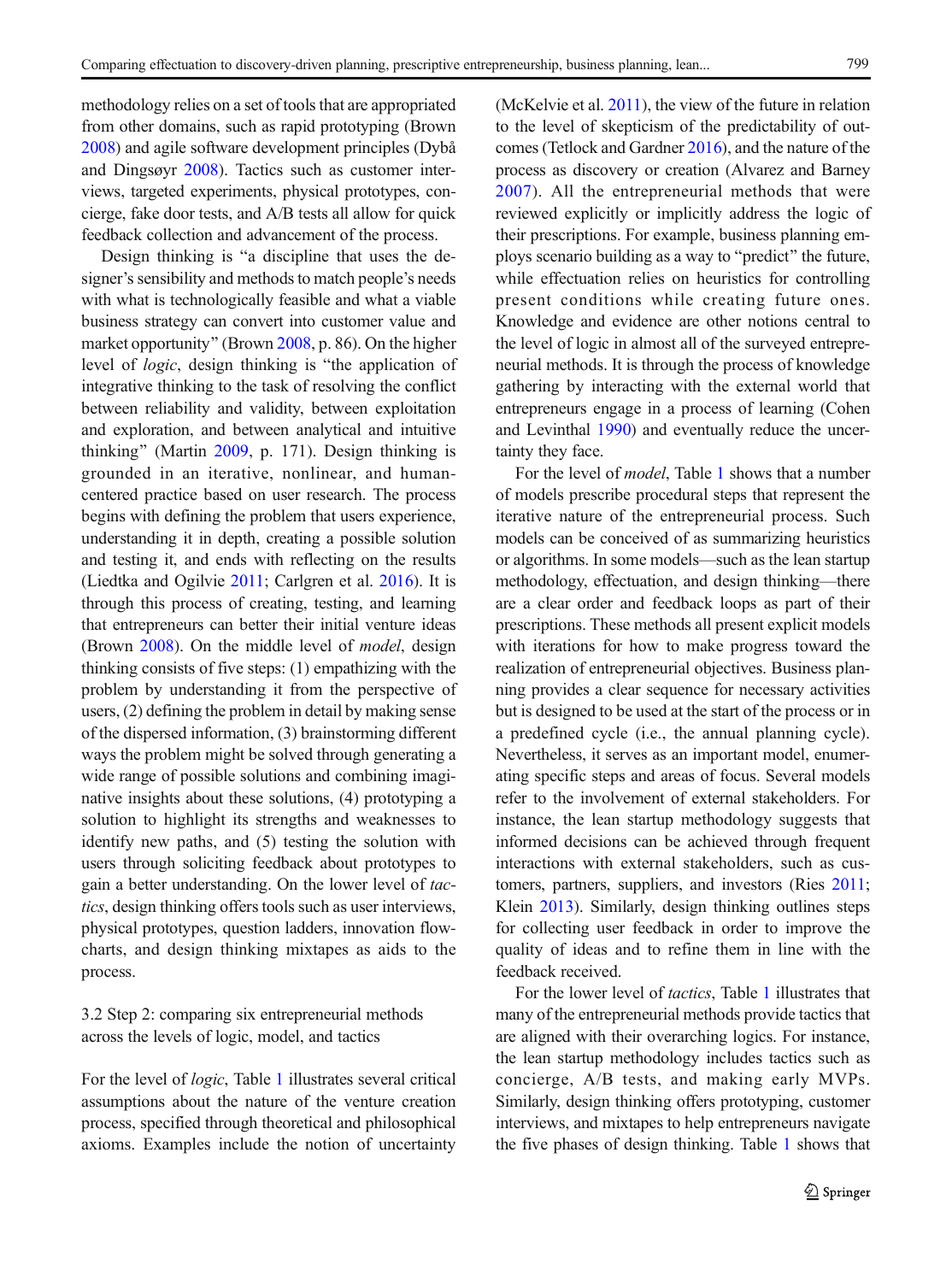methodology relies on a set of tools that are appropriated from other domains, such as rapid prototyping (Brown 2008) and agile software development principles (Dybå and Dingsøyr 2008). Tactics such as customer interviews, targeted experiments, physical prototypes, concierge, fake door tests, and A/B tests all allow for quick feedback collection and advancement of the process.

Design thinking is "a discipline that uses the designer's sensibility and methods to match people's needs with what is technologically feasible and what a viable business strategy can convert into customer value and market opportunity" (Brown 2008, p. 86). On the higher level of *logic*, design thinking is "the application of integrative thinking to the task of resolving the conflict between reliability and validity, between exploitation and exploration, and between analytical and intuitive thinking" (Martin 2009, p. 171). Design thinking is grounded in an iterative, nonlinear, and human-centered practice based on user research. The process begins with defining the problem that users experience, understanding it in depth, creating a possible solution and testing it, and ends with reflecting on the results (Liedtka and Ogilvie 2011; Carlgren et al. 2016). It is through this process of creating, testing, and learning that entrepreneurs can better their initial venture ideas (Brown 2008). On the middle level of *model*, design thinking consists of five steps: (1) empathizing with the problem by understanding it from the perspective of users, (2) defining the problem in detail by making sense of the dispersed information, (3) brainstorming different ways the problem might be solved through generating a wide range of possible solutions and combining imaginative insights about these solutions, (4) prototyping a solution to highlight its strengths and weaknesses to identify new paths, and (5) testing the solution with users through soliciting feedback about prototypes to gain a better understanding. On the lower level of *tactics*, design thinking offers tools such as user interviews, physical prototypes, question ladders, innovation flowcharts, and design thinking mixtapes as aids to the process.

### 3.2 Step 2: comparing six entrepreneurial methods across the levels of logic, model, and tactics

For the level of *logic*, Table 1 illustrates several critical assumptions about the nature of the venture creation process, specified through theoretical and philosophical axioms. Examples include the notion of uncertainty (McKelvie et al. 2011), the view of the future in relation to the level of skepticism of the predictability of outcomes (Tetlock and Gardner 2016), and the nature of the process as discovery or creation (Alvarez and Barney 2007). All the entrepreneurial methods that were reviewed explicitly or implicitly address the logic of their prescriptions. For example, business planning employs scenario building as a way to "predict" the future, while effectuation relies on heuristics for controlling present conditions while creating future ones. Knowledge and evidence are other notions central to the level of logic in almost all of the surveyed entrepreneurial methods. It is through the process of knowledge gathering by interacting with the external world that entrepreneurs engage in a process of learning (Cohen and Levinthal 1990) and eventually reduce the uncertainty they face.

For the level of *model*, Table 1 shows that a number of models prescribe procedural steps that represent the iterative nature of the entrepreneurial process. Such models can be conceived of as summarizing heuristics or algorithms. In some models—such as the lean startup methodology, effectuation, and design thinking—there are a clear order and feedback loops as part of their prescriptions. These methods all present explicit models with iterations for how to make progress toward the realization of entrepreneurial objectives. Business planning provides a clear sequence for necessary activities but is designed to be used at the start of the process or in a predefined cycle (i.e., the annual planning cycle). Nevertheless, it serves as an important model, enumerating specific steps and areas of focus. Several models refer to the involvement of external stakeholders. For instance, the lean startup methodology suggests that informed decisions can be achieved through frequent interactions with external stakeholders, such as customers, partners, suppliers, and investors (Ries 2011; Klein 2013). Similarly, design thinking outlines steps for collecting user feedback in order to improve the quality of ideas and to refine them in line with the feedback received.

For the lower level of *tactics*, Table 1 illustrates that many of the entrepreneurial methods provide tactics that are aligned with their overarching logics. For instance, the lean startup methodology includes tactics such as concierge, A/B tests, and making early MVPs. Similarly, design thinking offers prototyping, customer interviews, and mixtapes to help entrepreneurs navigate the five phases of design thinking. Table 1 shows that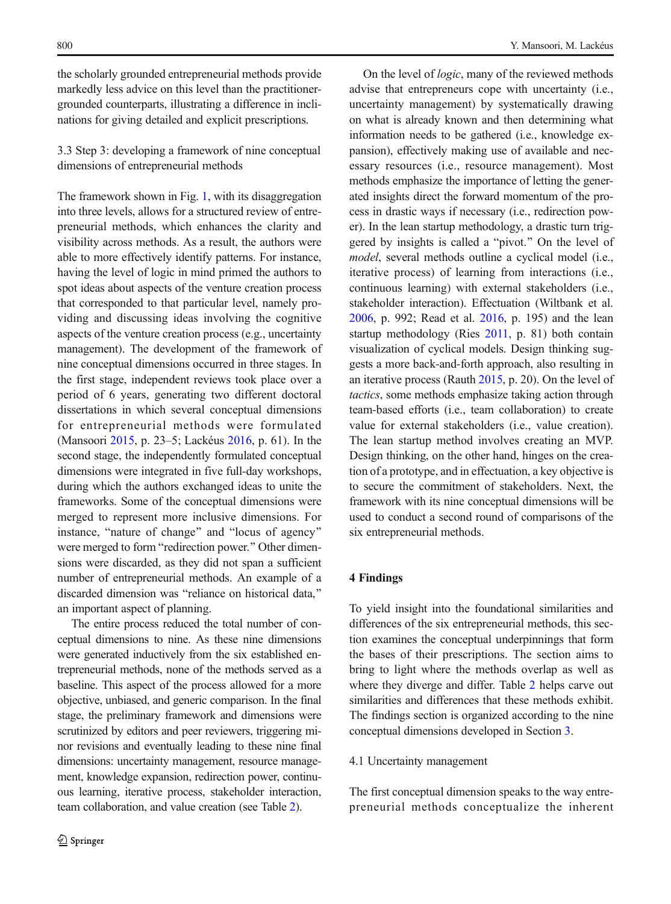the scholarly grounded entrepreneurial methods provide markedly less advice on this level than the practitioner-grounded counterparts, illustrating a difference in inclinations for giving detailed and explicit prescriptions.

### 3.3 Step 3: developing a framework of nine conceptual dimensions of entrepreneurial methods

The framework shown in Fig. 1, with its disaggregation into three levels, allows for a structured review of entrepreneurial methods, which enhances the clarity and visibility across methods. As a result, the authors were able to more effectively identify patterns. For instance, having the level of logic in mind primed the authors to spot ideas about aspects of the venture creation process that corresponded to that particular level, namely providing and discussing ideas involving the cognitive aspects of the venture creation process (e.g., uncertainty management). The development of the framework of nine conceptual dimensions occurred in three stages. In the first stage, independent reviews took place over a period of 6 years, generating two different doctoral dissertations in which several conceptual dimensions for entrepreneurial methods were formulated (Mansoori 2015, p. 23–5; Lackéus 2016, p. 61). In the second stage, the independently formulated conceptual dimensions were integrated in five full-day workshops, during which the authors exchanged ideas to unite the frameworks. Some of the conceptual dimensions were merged to represent more inclusive dimensions. For instance, "nature of change" and "locus of agency" were merged to form "redirection power." Other dimensions were discarded, as they did not span a sufficient number of entrepreneurial methods. An example of a discarded dimension was "reliance on historical data," an important aspect of planning.

The entire process reduced the total number of conceptual dimensions to nine. As these nine dimensions were generated inductively from the six established entrepreneurial methods, none of the methods served as a baseline. This aspect of the process allowed for a more objective, unbiased, and generic comparison. In the final stage, the preliminary framework and dimensions were scrutinized by editors and peer reviewers, triggering minor revisions and eventually leading to these nine final dimensions: uncertainty management, resource management, knowledge expansion, redirection power, continuous learning, iterative process, stakeholder interaction, team collaboration, and value creation (see Table 2).

On the level of *logic*, many of the reviewed methods advise that entrepreneurs cope with uncertainty (i.e., uncertainty management) by systematically drawing on what is already known and then determining what information needs to be gathered (i.e., knowledge expansion), effectively making use of available and necessary resources (i.e., resource management). Most methods emphasize the importance of letting the generated insights direct the forward momentum of the process in drastic ways if necessary (i.e., redirection power). In the lean startup methodology, a drastic turn triggered by insights is called a "pivot." On the level of *model*, several methods outline a cyclical model (i.e., iterative process) of learning from interactions (i.e., continuous learning) with external stakeholders (i.e., stakeholder interaction). Effectuation (Wiltbank et al. 2006, p. 992; Read et al. 2016, p. 195) and the lean startup methodology (Ries 2011, p. 81) both contain visualization of cyclical models. Design thinking suggests a more back-and-forth approach, also resulting in an iterative process (Rauth 2015, p. 20). On the level of *tactics*, some methods emphasize taking action through team-based efforts (i.e., team collaboration) to create value for external stakeholders (i.e., value creation). The lean startup method involves creating an MVP. Design thinking, on the other hand, hinges on the creation of a prototype, and in effectuation, a key objective is to secure the commitment of stakeholders. Next, the framework with its nine conceptual dimensions will be used to conduct a second round of comparisons of the six entrepreneurial methods.

## 4 Findings

To yield insight into the foundational similarities and differences of the six entrepreneurial methods, this section examines the conceptual underpinnings that form the bases of their prescriptions. The section aims to bring to light where the methods overlap as well as where they diverge and differ. Table 2 helps carve out similarities and differences that these methods exhibit. The findings section is organized according to the nine conceptual dimensions developed in Section 3.

### 4.1 Uncertainty management

The first conceptual dimension speaks to the way entrepreneurial methods conceptualize the inherent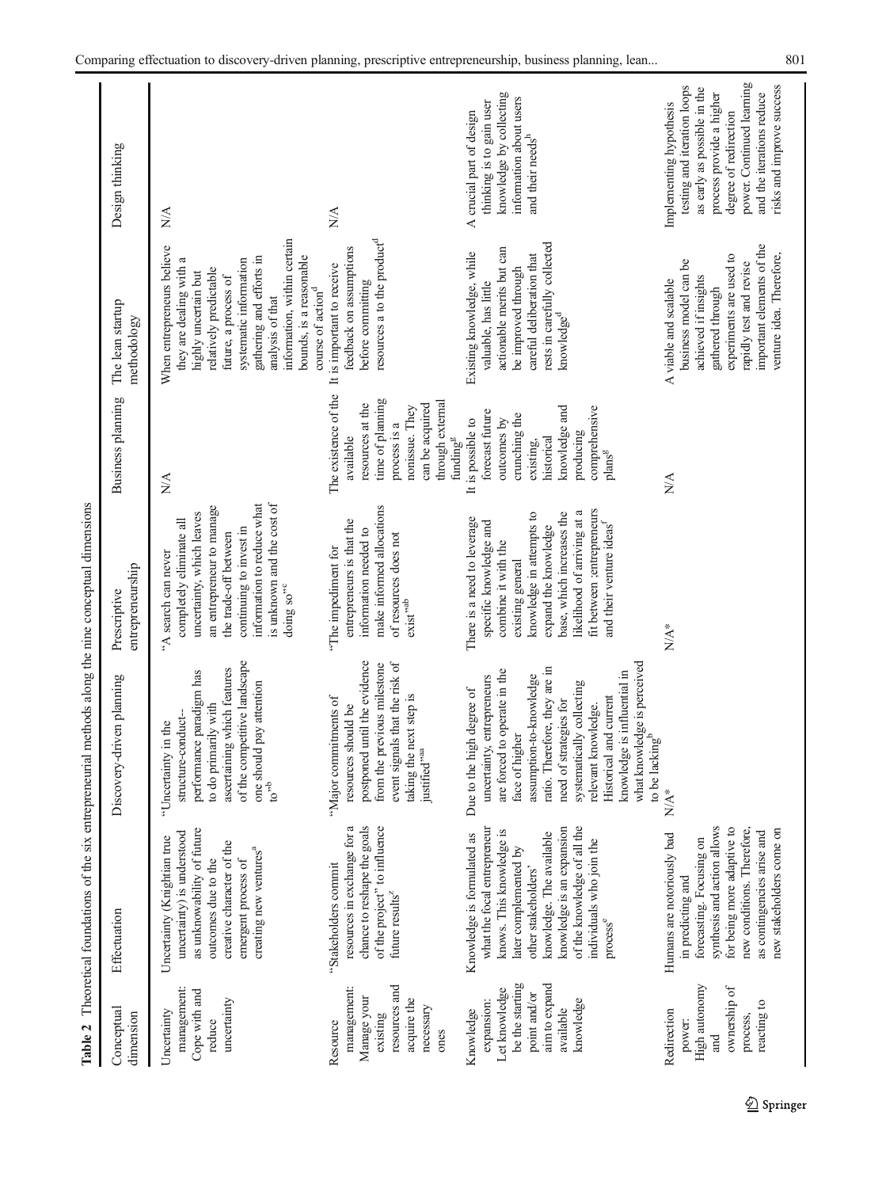**Table 2** Theoretical foundations of the six entrepreneurial methods along the nine conceptual dimensions

| Conceptual dimension | Effectuation | Discovery-driven planning | Prescriptive entrepreneurship | Business planning | The lean startup methodology | Design thinking |
|---|---|---|---|---|---|---|
| Uncertainty management: Cope with and reduce uncertainty | Uncertainty (Knightian true uncertainty) is understood as unknowability of future outcomes due to the creative character of the emergent process of creating new ventures[a] | "Uncertainty in the structure-conduct-performance paradigm has to do primarily with ascertaining which features of the competitive landscape one should pay attention to"[b] | "A search can never completely eliminate all uncertainty, which leaves an entrepreneur to manage the trade-off between continuing to invest in information to reduce what is unknown and the cost of doing so"[c] | N/A | When entrepreneurs believe they are dealing with a highly uncertain but relatively predictable future, a process of systematic information gathering and efforts in analysis of that information, within certain bounds, is a reasonable course of action[d] | N/A |
| Resource management: Manage your existing resources and acquire the necessary ones | "Stakeholders commit resources in exchange for a chance to reshape the goals of the project" to influence future results[z] | "Major commitments of resources should be postponed until the evidence from the previous milestone event signals that the risk of taking the next step is justified"[aa] | "The impediment for entrepreneurs is that the information needed to make informed allocations of resources does not exist"[ab] | The existence of the available resources at the time of planning process is a nonissue. They can be acquired through external funding[g] | It is important to receive feedback on assumptions before committing resources a to the product[d] | N/A |
| Knowledge expansion: Let knowledge be the starting point and/or aim to expand available knowledge | Knowledge is formulated as what the focal entrepreneur knows. This knowledge is later complemented by other stakeholders' knowledge. The available knowledge is an expansion of the knowledge of all the individuals who join the process[e] | Due to the high degree of uncertainty, entrepreneurs are forced to operate in the face of higher assumption-to-knowledge ratio. Therefore, they are in need of strategies for systematically collecting relevant knowledge. Historical and current knowledge is influential in what knowledge is perceived to be lacking[b] | There is a need to leverage specific knowledge and combine it with the existing general knowledge in attempts to expand the knowledge base, which increases the likelihood of arriving at a fit between ;entrepreneurs and their venture ideas[f] | It is possible to forecast future outcomes by crunching the existing, historical knowledge and producing comprehensive plans[g] | Existing knowledge, while valuable, has little actionable merits but can be improved through careful deliberation that rests in carefully collected knowledge[d] | A crucial part of design thinking is to gain user knowledge by collecting information about users and their needs[h] |
| Redirection power: High autonomy and ownership of process, reacting to | Humans are notoriously bad in predicting and forecasting. Focusing on synthesis and action allows for being more adaptive to new conditions. Therefore, as contingencies arise and new stakeholders come on | N/A* | N/A* | N/A | A viable and scalable business model can be achieved if insights gathered through experiments are used to rapidly test and revise important elements of the venture idea. Therefore, | Implementing hypothesis testing and iteration loops as early as possible in the process provide a higher degree of redirection power. Continued learning and the iterations reduce risks and improve success |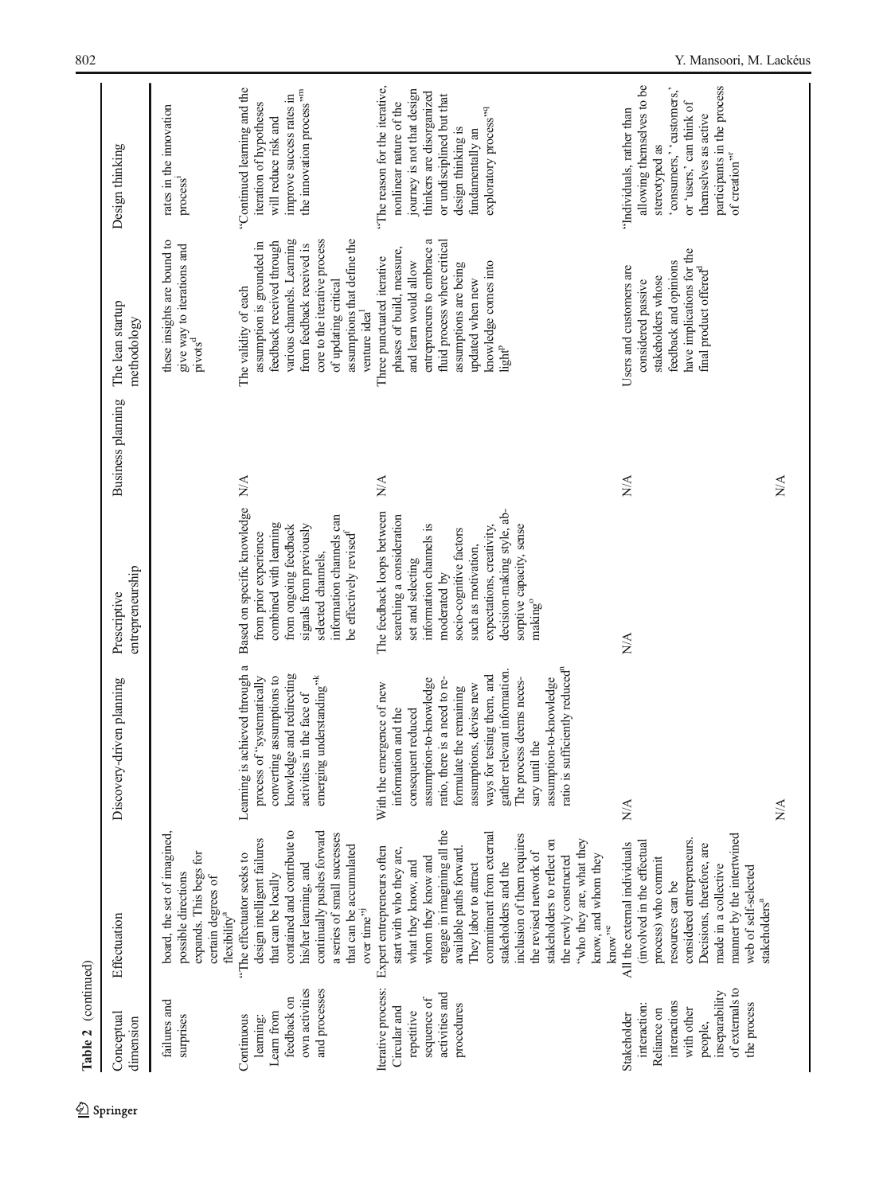Table 2 (continued)

| Conceptual dimension | Effectuation | Discovery-driven planning | Prescriptive entrepreneurship | Business planning | The lean startup methodology | Design thinking |
|---|---|---|---|---|---|---|
| failures and surprises | board, the set of imagined, possible directions expands. This begs for certain degrees of flexibility[a] | | | | these insights are bound to give way to iterations and pivots[d] | rates in the innovation process[i] |
| Continuous learning: Learn from feedback on own activities and processes | "The effectuator seeks to design intelligent failures that can be locally contained and contribute to his/her learning, and continually pushes forward a series of small successes that can be accumulated over time"[j] | Learning is achieved through a process of "systematically converting assumptions to knowledge and redirecting activities in the face of emerging understanding"[k] | Based on specific knowledge from prior experience combined with learning from ongoing feedback signals from previously selected channels, information channels can be effectively revised[f] | N/A | The validity of each assumption is grounded in feedback received through various channels. Learning from feedback received is core to the iterative process of updating critical assumptions that define the venture idea[l] | "Continued learning and the iteration of hypotheses will reduce risk and improve success rates in the innovation process"[m] |
| Iterative process: Circular and repetitive sequence of activities and procedures | Expert entrepreneurs often start with who they are, what they know, and whom they know and engage in imagining all the available paths forward. They labor to attract commitment from external stakeholders and the inclusion of them requires the revised network of stakeholders to reflect on the newly constructed "who they are, what they know, and whom they know"[e] | With the emergence of new information and the consequent reduced assumption-to-knowledge ratio, there is a need to reformulate the remaining assumptions, devise new ways for testing them, and gather relevant information. The process deems necessary until the assumption-to-knowledge ratio is sufficiently reduced[n] | The feedback loops between searching a consideration set and selecting information channels is moderated by socio-cognitive factors such as motivation, expectations, creativity, decision-making style, absorptive capacity, sense making[o] | N/A | Three punctuated iterative phases of build, measure, and learn would allow entrepreneurs to embrace a fluid process where critical assumptions are being updated when new knowledge comes into light[p] | "The reason for the iterative, nonlinear nature of the journey is not that design thinkers are disorganized or undisciplined but that design thinking is fundamentally an exploratory process"[q] |
| Stakeholder interaction: Reliance on interactions with other people, inseparability of externals to the process | All the external individuals (involved in the effectual process) who commit resources can be considered entrepreneurs. Decisions, therefore, are made in a collective manner by the intertwined web of self-selected stakeholders[a] | N/A | N/A | N/A | Users and customers are considered passive stakeholders whose feedback and opinions have implications for the final product offered[d] | "Individuals, rather than allowing themselves to be stereotyped as 'consumers,' 'customers,' or 'users,' can think of themselves as active participants in the process of creation"[r] |
| | N/A | N/A | | N/A | | |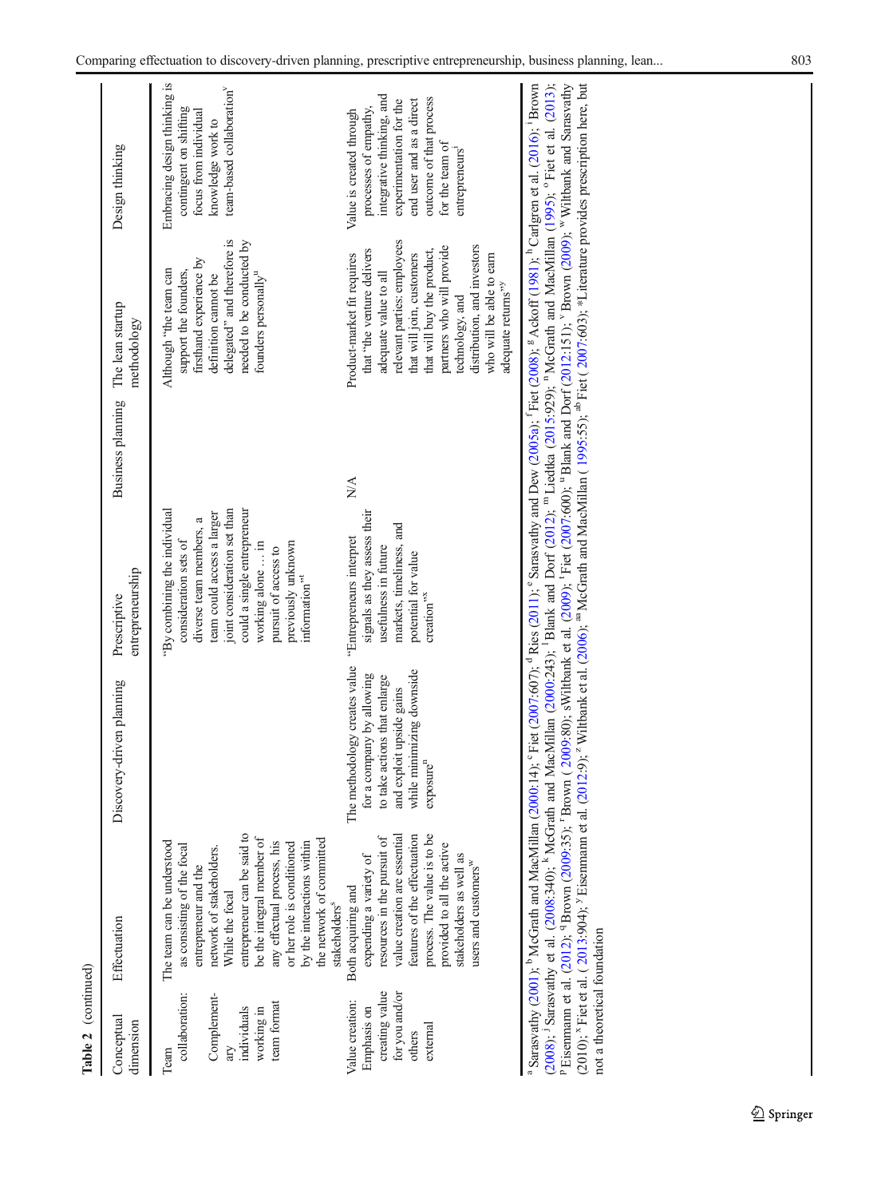**Table 2** (continued)

| Conceptual dimension | Effectuation | Discovery-driven planning | Prescriptive entrepreneurship | Business planning | The lean startup methodology | Design thinking |
|---|---|---|---|---|---|---|
| Team collaboration: Complementary individuals working in team format | The team can be understood as consisting of the focal entrepreneur and the network of stakeholders. While the focal entrepreneur can be said to be the integral member of any effectual process, his or her role is conditioned by the interactions within the network of committed stakeholders[s] | | "By combining the individual consideration sets of diverse team members, a team could access a larger joint consideration set than could a single entrepreneur working alone … in pursuit of access to previously unknown information"[t] | | Although "the team can support the founders, firsthand experience by definition cannot be delegated" and therefore is needed to be conducted by founders personally[u] | Embracing design thinking is contingent on shifting focus from individual knowledge work to team-based collaboration[v] |
| Value creation: Emphasis on creating value for you and/or others external | Both acquiring and expending a variety of resources in the pursuit of value creation are essential features of the effectuation process. The value is to be provided to all the active stakeholders as well as users and customers[w] | The methodology creates value for a company by allowing to take actions that enlarge and exploit upside gains while minimizing downside exposure[n] | "Entrepreneurs interpret signals as they assess their usefulness in future markets, timeliness, and potential for value creation"[x] | N/A | Product-market fit requires that "the venture delivers adequate value to all relevant parties: employees that will join, customers that will buy the product, partners who will provide technology, and distribution, and investors who will be able to earn adequate returns"[y] | Value is created through processes of empathy, integrative thinking, and experimentation for the end user and as a direct outcome of that process for the team of entrepreneurs[i] |

[a] Sarasvathy (2001); [b] McGrath and MacMillan (2000:14); [c] Fiet (2007:607); [d] Ries (2011); [e] Sarasvathy and Dew (2005a); [f] Fiet (2008); [g] Ackoff (1981); [h] Carlgren et al. (2016); [i] Brown (2008); [j] Sarasvathy et al. (2008:340); [k] McGrath and MacMillan (2000:243); [l] Blank and Dorf (2012); [m] Liedtka (2015:929); [n] McGrath and MacMillan (1995); [o] Fiet et al. (2013); [p] Eisenmann et al. (2012); [q] Brown (2009:35); [r] Brown (2009:80); [s] Wiltbank et al. (2009); [t] Fiet (2007:600); [u] Blank and Dorf (2012:151); [v] Brown (2009); [w] Wiltbank and Sarasvathy (2010); [x] Fiet et al. (2013:904); [y] Eisenmann et al. (2012:9); [z] Wiltbank et al. (2006); [aa] McGrath and MacMillan (1995:55); [ab] Fiet (2007:603); *Literature provides prescription here, but not a theoretical foundation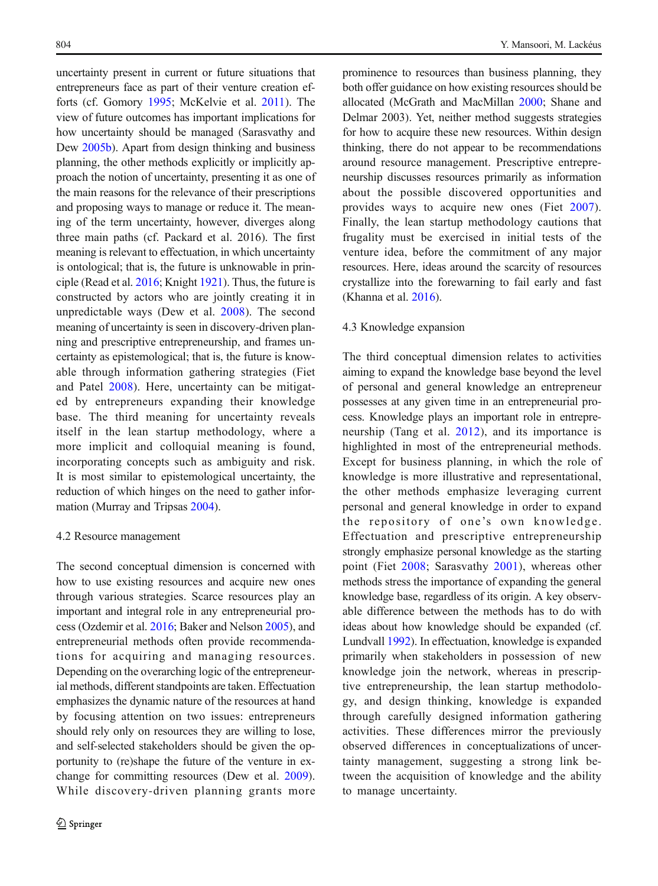uncertainty present in current or future situations that entrepreneurs face as part of their venture creation efforts (cf. Gomory 1995; McKelvie et al. 2011). The view of future outcomes has important implications for how uncertainty should be managed (Sarasvathy and Dew 2005b). Apart from design thinking and business planning, the other methods explicitly or implicitly approach the notion of uncertainty, presenting it as one of the main reasons for the relevance of their prescriptions and proposing ways to manage or reduce it. The meaning of the term uncertainty, however, diverges along three main paths (cf. Packard et al. 2016). The first meaning is relevant to effectuation, in which uncertainty is ontological; that is, the future is unknowable in principle (Read et al. 2016; Knight 1921). Thus, the future is constructed by actors who are jointly creating it in unpredictable ways (Dew et al. 2008). The second meaning of uncertainty is seen in discovery-driven planning and prescriptive entrepreneurship, and frames uncertainty as epistemological; that is, the future is knowable through information gathering strategies (Fiet and Patel 2008). Here, uncertainty can be mitigated by entrepreneurs expanding their knowledge base. The third meaning for uncertainty reveals itself in the lean startup methodology, where a more implicit and colloquial meaning is found, incorporating concepts such as ambiguity and risk. It is most similar to epistemological uncertainty, the reduction of which hinges on the need to gather information (Murray and Tripsas 2004).

### 4.2 Resource management

The second conceptual dimension is concerned with how to use existing resources and acquire new ones through various strategies. Scarce resources play an important and integral role in any entrepreneurial process (Ozdemir et al. 2016; Baker and Nelson 2005), and entrepreneurial methods often provide recommendations for acquiring and managing resources. Depending on the overarching logic of the entrepreneurial methods, different standpoints are taken. Effectuation emphasizes the dynamic nature of the resources at hand by focusing attention on two issues: entrepreneurs should rely only on resources they are willing to lose, and self-selected stakeholders should be given the opportunity to (re)shape the future of the venture in exchange for committing resources (Dew et al. 2009). While discovery-driven planning grants more prominence to resources than business planning, they both offer guidance on how existing resources should be allocated (McGrath and MacMillan 2000; Shane and Delmar 2003). Yet, neither method suggests strategies for how to acquire these new resources. Within design thinking, there do not appear to be recommendations around resource management. Prescriptive entrepreneurship discusses resources primarily as information about the possible discovered opportunities and provides ways to acquire new ones (Fiet 2007). Finally, the lean startup methodology cautions that frugality must be exercised in initial tests of the venture idea, before the commitment of any major resources. Here, ideas around the scarcity of resources crystallize into the forewarning to fail early and fast (Khanna et al. 2016).

### 4.3 Knowledge expansion

The third conceptual dimension relates to activities aiming to expand the knowledge base beyond the level of personal and general knowledge an entrepreneur possesses at any given time in an entrepreneurial process. Knowledge plays an important role in entrepreneurship (Tang et al. 2012), and its importance is highlighted in most of the entrepreneurial methods. Except for business planning, in which the role of knowledge is more illustrative and representational, the other methods emphasize leveraging current personal and general knowledge in order to expand the repository of one's own knowledge. Effectuation and prescriptive entrepreneurship strongly emphasize personal knowledge as the starting point (Fiet 2008; Sarasvathy 2001), whereas other methods stress the importance of expanding the general knowledge base, regardless of its origin. A key observable difference between the methods has to do with ideas about how knowledge should be expanded (cf. Lundvall 1992). In effectuation, knowledge is expanded primarily when stakeholders in possession of new knowledge join the network, whereas in prescriptive entrepreneurship, the lean startup methodology, and design thinking, knowledge is expanded through carefully designed information gathering activities. These differences mirror the previously observed differences in conceptualizations of uncertainty management, suggesting a strong link between the acquisition of knowledge and the ability to manage uncertainty.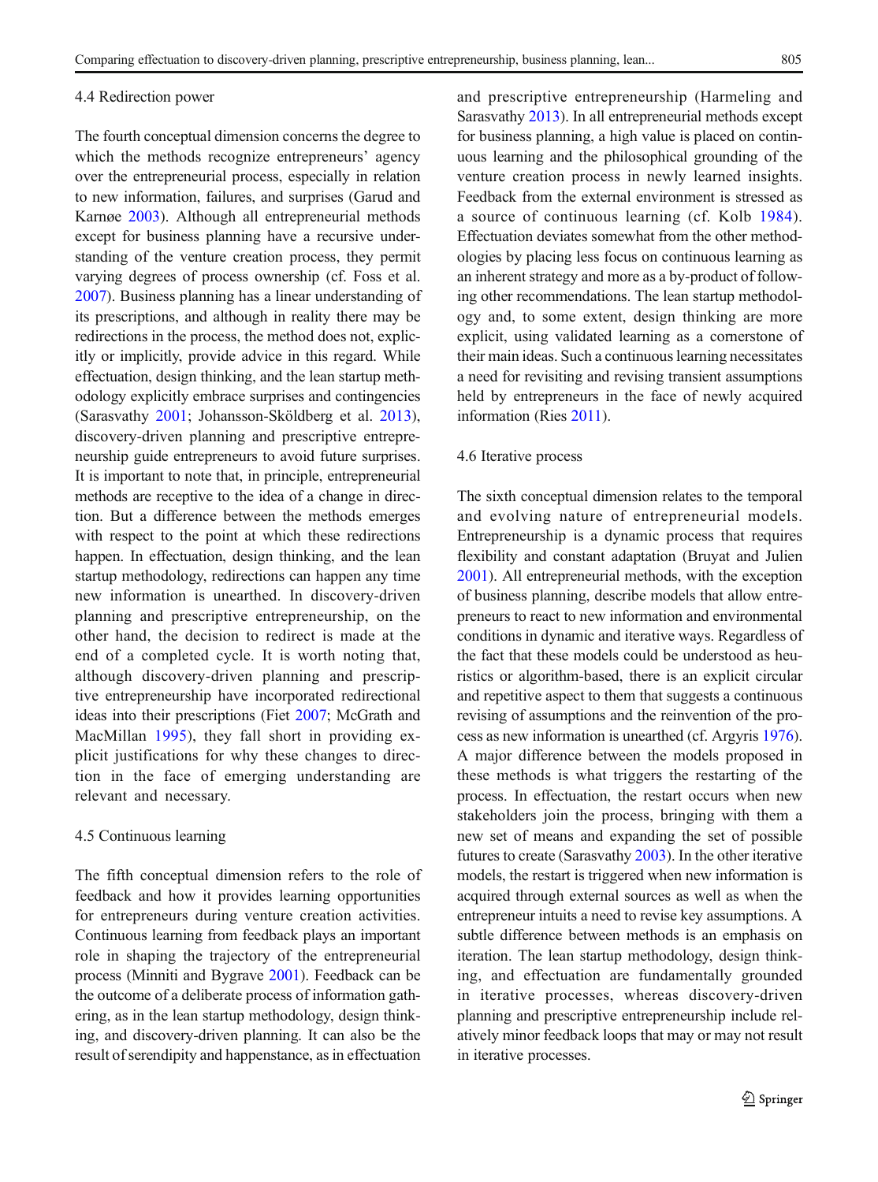### 4.4 Redirection power

The fourth conceptual dimension concerns the degree to which the methods recognize entrepreneurs' agency over the entrepreneurial process, especially in relation to new information, failures, and surprises (Garud and Karnøe 2003). Although all entrepreneurial methods except for business planning have a recursive understanding of the venture creation process, they permit varying degrees of process ownership (cf. Foss et al. 2007). Business planning has a linear understanding of its prescriptions, and although in reality there may be redirections in the process, the method does not, explicitly or implicitly, provide advice in this regard. While effectuation, design thinking, and the lean startup methodology explicitly embrace surprises and contingencies (Sarasvathy 2001; Johansson-Sköldberg et al. 2013), discovery-driven planning and prescriptive entrepreneurship guide entrepreneurs to avoid future surprises. It is important to note that, in principle, entrepreneurial methods are receptive to the idea of a change in direction. But a difference between the methods emerges with respect to the point at which these redirections happen. In effectuation, design thinking, and the lean startup methodology, redirections can happen any time new information is unearthed. In discovery-driven planning and prescriptive entrepreneurship, on the other hand, the decision to redirect is made at the end of a completed cycle. It is worth noting that, although discovery-driven planning and prescriptive entrepreneurship have incorporated redirectional ideas into their prescriptions (Fiet 2007; McGrath and MacMillan 1995), they fall short in providing explicit justifications for why these changes to direction in the face of emerging understanding are relevant and necessary.

### 4.5 Continuous learning

The fifth conceptual dimension refers to the role of feedback and how it provides learning opportunities for entrepreneurs during venture creation activities. Continuous learning from feedback plays an important role in shaping the trajectory of the entrepreneurial process (Minniti and Bygrave 2001). Feedback can be the outcome of a deliberate process of information gathering, as in the lean startup methodology, design thinking, and discovery-driven planning. It can also be the result of serendipity and happenstance, as in effectuation and prescriptive entrepreneurship (Harmeling and Sarasvathy 2013). In all entrepreneurial methods except for business planning, a high value is placed on continuous learning and the philosophical grounding of the venture creation process in newly learned insights. Feedback from the external environment is stressed as a source of continuous learning (cf. Kolb 1984). Effectuation deviates somewhat from the other methodologies by placing less focus on continuous learning as an inherent strategy and more as a by-product of following other recommendations. The lean startup methodology and, to some extent, design thinking are more explicit, using validated learning as a cornerstone of their main ideas. Such a continuous learning necessitates a need for revisiting and revising transient assumptions held by entrepreneurs in the face of newly acquired information (Ries 2011).

### 4.6 Iterative process

The sixth conceptual dimension relates to the temporal and evolving nature of entrepreneurial models. Entrepreneurship is a dynamic process that requires flexibility and constant adaptation (Bruyat and Julien 2001). All entrepreneurial methods, with the exception of business planning, describe models that allow entrepreneurs to react to new information and environmental conditions in dynamic and iterative ways. Regardless of the fact that these models could be understood as heuristics or algorithm-based, there is an explicit circular and repetitive aspect to them that suggests a continuous revising of assumptions and the reinvention of the process as new information is unearthed (cf. Argyris 1976). A major difference between the models proposed in these methods is what triggers the restarting of the process. In effectuation, the restart occurs when new stakeholders join the process, bringing with them a new set of means and expanding the set of possible futures to create (Sarasvathy 2003). In the other iterative models, the restart is triggered when new information is acquired through external sources as well as when the entrepreneur intuits a need to revise key assumptions. A subtle difference between methods is an emphasis on iteration. The lean startup methodology, design thinking, and effectuation are fundamentally grounded in iterative processes, whereas discovery-driven planning and prescriptive entrepreneurship include relatively minor feedback loops that may or may not result in iterative processes.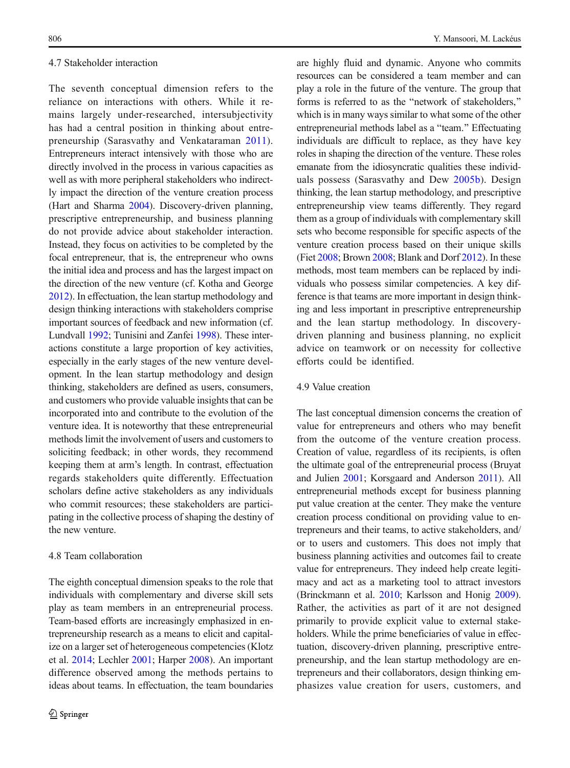### 4.7 Stakeholder interaction

The seventh conceptual dimension refers to the reliance on interactions with others. While it remains largely under-researched, intersubjectivity has had a central position in thinking about entrepreneurship (Sarasvathy and Venkataraman 2011). Entrepreneurs interact intensively with those who are directly involved in the process in various capacities as well as with more peripheral stakeholders who indirectly impact the direction of the venture creation process (Hart and Sharma 2004). Discovery-driven planning, prescriptive entrepreneurship, and business planning do not provide advice about stakeholder interaction. Instead, they focus on activities to be completed by the focal entrepreneur, that is, the entrepreneur who owns the initial idea and process and has the largest impact on the direction of the new venture (cf. Kotha and George 2012). In effectuation, the lean startup methodology and design thinking interactions with stakeholders comprise important sources of feedback and new information (cf. Lundvall 1992; Tunisini and Zanfei 1998). These interactions constitute a large proportion of key activities, especially in the early stages of the new venture development. In the lean startup methodology and design thinking, stakeholders are defined as users, consumers, and customers who provide valuable insights that can be incorporated into and contribute to the evolution of the venture idea. It is noteworthy that these entrepreneurial methods limit the involvement of users and customers to soliciting feedback; in other words, they recommend keeping them at arm's length. In contrast, effectuation regards stakeholders quite differently. Effectuation scholars define active stakeholders as any individuals who commit resources; these stakeholders are participating in the collective process of shaping the destiny of the new venture.

### 4.8 Team collaboration

The eighth conceptual dimension speaks to the role that individuals with complementary and diverse skill sets play as team members in an entrepreneurial process. Team-based efforts are increasingly emphasized in entrepreneurship research as a means to elicit and capitalize on a larger set of heterogeneous competencies (Klotz et al. 2014; Lechler 2001; Harper 2008). An important difference observed among the methods pertains to ideas about teams. In effectuation, the team boundaries are highly fluid and dynamic. Anyone who commits resources can be considered a team member and can play a role in the future of the venture. The group that forms is referred to as the "network of stakeholders," which is in many ways similar to what some of the other entrepreneurial methods label as a "team." Effectuating individuals are difficult to replace, as they have key roles in shaping the direction of the venture. These roles emanate from the idiosyncratic qualities these individuals possess (Sarasvathy and Dew 2005b). Design thinking, the lean startup methodology, and prescriptive entrepreneurship view teams differently. They regard them as a group of individuals with complementary skill sets who become responsible for specific aspects of the venture creation process based on their unique skills (Fiet 2008; Brown 2008; Blank and Dorf 2012). In these methods, most team members can be replaced by individuals who possess similar competencies. A key difference is that teams are more important in design thinking and less important in prescriptive entrepreneurship and the lean startup methodology. In discovery-driven planning and business planning, no explicit advice on teamwork or on necessity for collective efforts could be identified.

### 4.9 Value creation

The last conceptual dimension concerns the creation of value for entrepreneurs and others who may benefit from the outcome of the venture creation process. Creation of value, regardless of its recipients, is often the ultimate goal of the entrepreneurial process (Bruyat and Julien 2001; Korsgaard and Anderson 2011). All entrepreneurial methods except for business planning put value creation at the center. They make the venture creation process conditional on providing value to entrepreneurs and their teams, to active stakeholders, and/or to users and customers. This does not imply that business planning activities and outcomes fail to create value for entrepreneurs. They indeed help create legitimacy and act as a marketing tool to attract investors (Brinckmann et al. 2010; Karlsson and Honig 2009). Rather, the activities as part of it are not designed primarily to provide explicit value to external stakeholders. While the prime beneficiaries of value in effectuation, discovery-driven planning, prescriptive entrepreneurship, and the lean startup methodology are entrepreneurs and their collaborators, design thinking emphasizes value creation for users, customers, and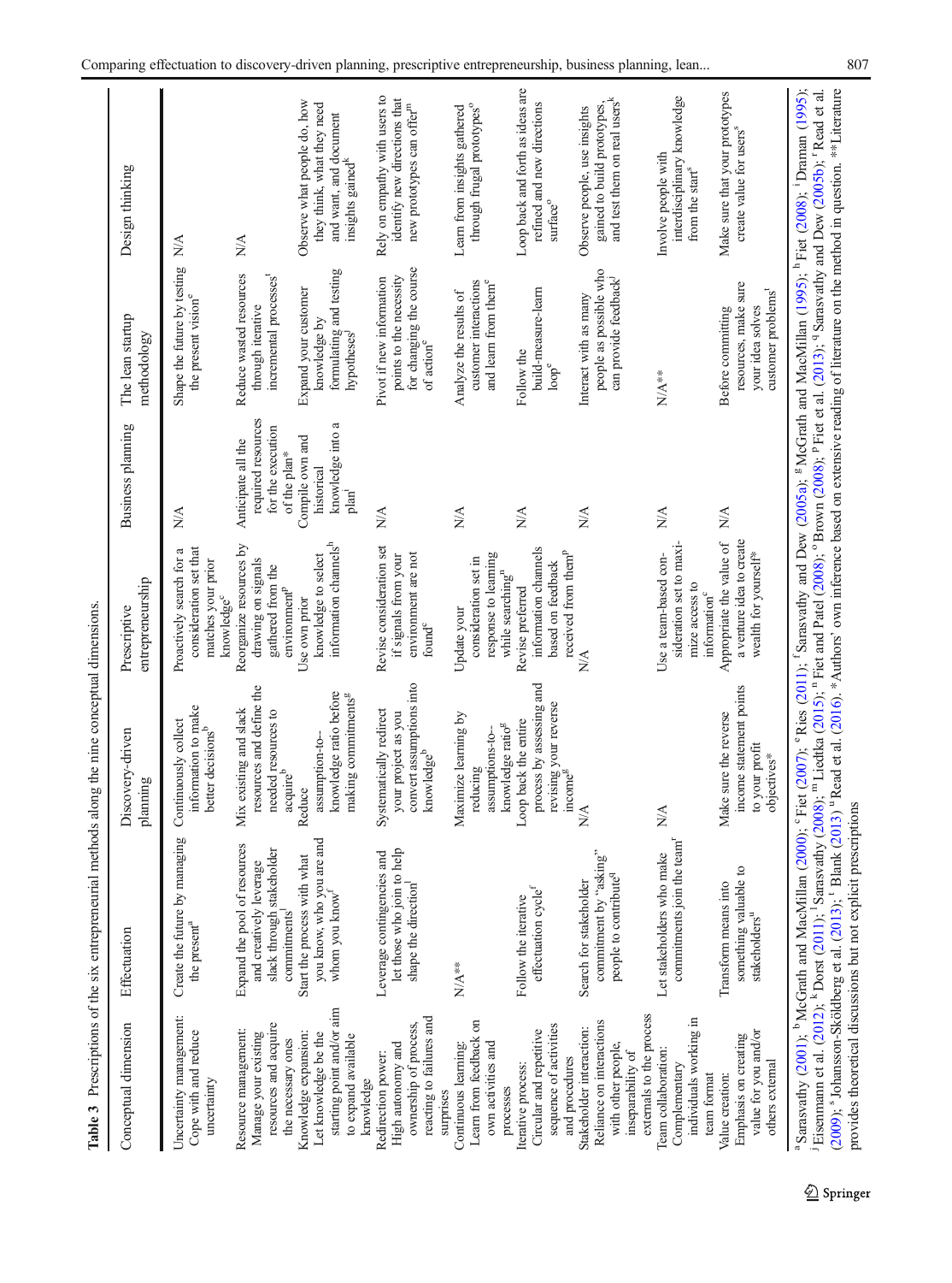**Table 3** Prescriptions of the six entrepreneurial methods along the nine conceptual dimensions.

| Conceptual dimension | Effectuation | Discovery-driven planning | Prescriptive entrepreneurship | Business planning | The lean startup methodology | Design thinking |
|---|---|---|---|---|---|---|
| Uncertainty management: Cope with and reduce uncertainty | Create the future by managing the present[a] | Continuously collect information to make better decisions[b] | Proactively search for a consideration set that matches your prior knowledge[c] | N/A | Shape the future by testing the present vision[e] | N/A |
| Resource management: Manage your existing resources and acquire the necessary ones | Expand the pool of resources and creatively leverage slack through stakeholder commitments[j] | Mix existing and slack resources and define the needed resources to acquire[b] | Reorganize resources by drawing on signals gathered from the environment[p] | Anticipate all the required resources for the execution of the plan* | Reduce wasted resources through iterative incremental processes[t] | N/A |
| Knowledge expansion: Let knowledge be the starting point and/or aim to expand available knowledge | Start the process with what you know, who you are and whom you know[f] | Reduce assumption-to-knowledge ratio before making commitments[g] | Use own prior knowledge to select information channels[h] | Compile own and historical knowledge into a plan[i] | Expand your customer knowledge by formulating and testing hypotheses[t] | Observe what people do, how they think, what they need and want, and document insights gained[k] |
| Redirection power: High autonomy and ownership of process, reacting to failures and surprises | Leverage contingencies and let those who join to help shape the direction[l] | Systematically redirect your project as you convert assumptions into knowledge[b] | Revise consideration set if signals from your environment are not found[c] | N/A | Pivot if new information points to the necessity for changing the course of action[e] | Rely on empathy with users to identify new directions that new prototypes can offer[m] |
| Continuous learning: Learn from feedback on own activities and processes | N/A** | Maximize learning by reducing assumptions-to-knowledge ratio[g] | Update your consideration set in response to learning while searching[n] | N/A | Analyze the results of customer interactions and learn from them[e] | Learn from insights gathered through frugal prototypes[o] |
| Iterative process: Circular and repetitive sequence of activities and procedures | Follow the iterative effectuation cycle[f] | Loop back the entire process by assessing and revising your reverse income[g] | Revise preferred information channels based on feedback received from them[p] | N/A | Follow the build-measure-learn loop[e] | Loop back and forth as ideas are refined and new directions surface[o] |
| Stakeholder interaction: Reliance on interactions with other people, inseparability of externals to the process | Search for stakeholder commitment by "asking" people to contribute[q] | N/A | N/A | N/A | Interact with as many people as possible who can provide feedback[j] | Observe people, use insights gained to build prototypes, and test them on real users[k] |
| Team collaboration: Complementary individuals working in team format | Let stakeholders who make commitments join the team[r] | N/A | Use a team-based consideration set to maximize access to information[c] | N/A | N/A** | Involve people with interdisciplinary knowledge from the start[s] |
| Value creation: Emphasis on creating value for you and/or others external | Transform means into something valuable to stakeholders[u] | Make sure the reverse income statement points to your profit objectives* | Appropriate the value of a venture idea to create wealth for yourself* | N/A | Before committing resources, make sure your idea solves customer problems[t] | Make sure that your prototypes create value for users[s] |

[a] Sarasvathy (2001); [b] McGrath and MacMillan (2000); [c] Fiet (2007); [e] Ries (2011); [f] Sarasvathy and Dew (2005a); [g] McGrath and MacMillan (1995); [h] Fiet (2008); [i] Dranan (1995); [j] Eisenmann et al. (2012); [k] Dorst (2011); [l] Sarasvathy (2008); [m] Liedtka (2015); [n] Fiet and Patel (2008); [o] Brown (2008); [p] Fiet et al. (2013); [q] Sarasvathy and Dew (2005b); [r] Read et al. (2009); [s] Johansson-Sköldberg et al. (2013); [t] Blank (2013) [u] Read et al. (2016). *Authors' own inference based on extensive reading of literature on the method in question. **Literature provides theoretical discussions but not explicit prescriptions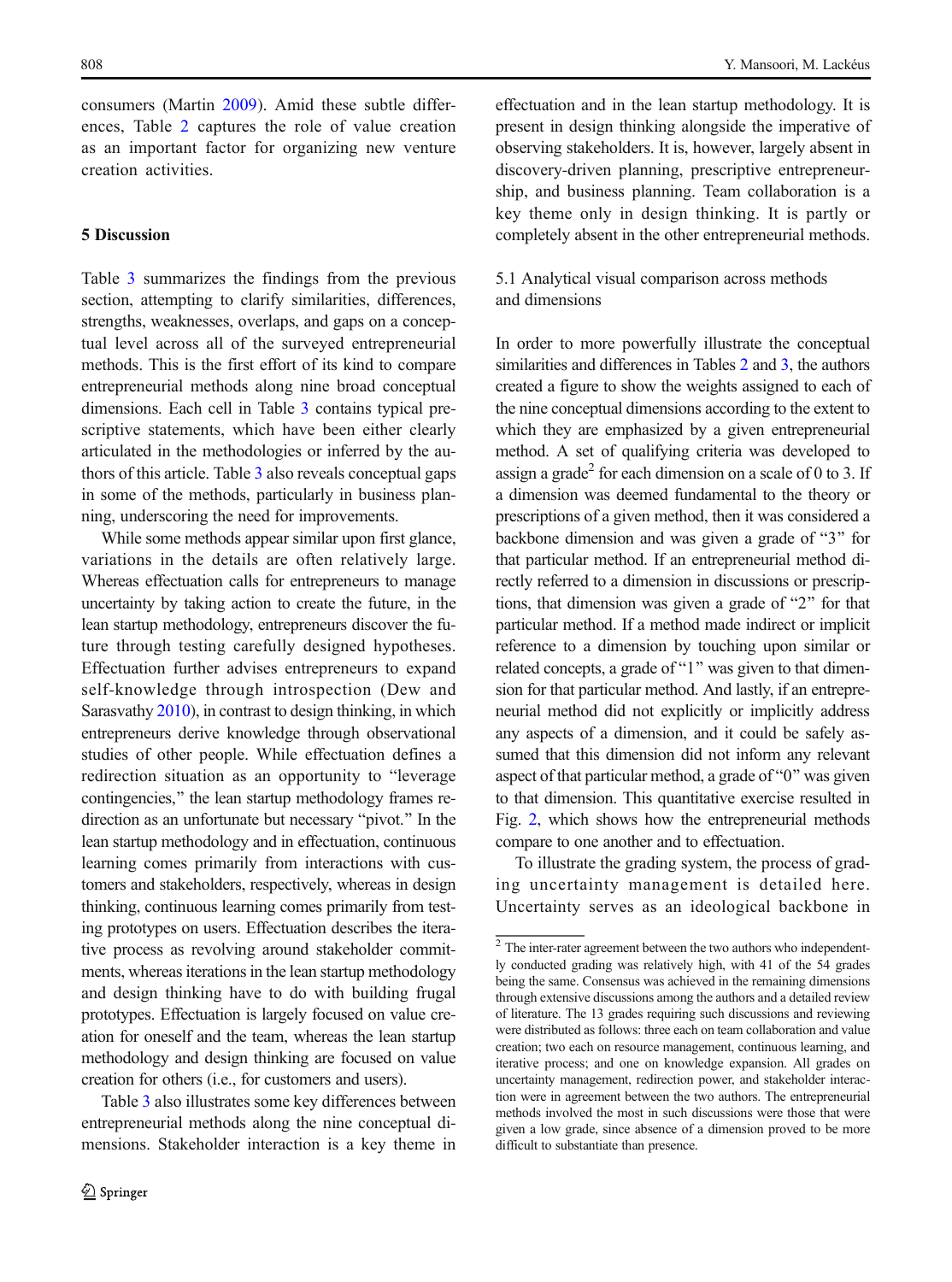consumers (Martin 2009). Amid these subtle differences, Table 2 captures the role of value creation as an important factor for organizing new venture creation activities.

## 5 Discussion

Table 3 summarizes the findings from the previous section, attempting to clarify similarities, differences, strengths, weaknesses, overlaps, and gaps on a conceptual level across all of the surveyed entrepreneurial methods. This is the first effort of its kind to compare entrepreneurial methods along nine broad conceptual dimensions. Each cell in Table 3 contains typical prescriptive statements, which have been either clearly articulated in the methodologies or inferred by the authors of this article. Table 3 also reveals conceptual gaps in some of the methods, particularly in business planning, underscoring the need for improvements.

While some methods appear similar upon first glance, variations in the details are often relatively large. Whereas effectuation calls for entrepreneurs to manage uncertainty by taking action to create the future, in the lean startup methodology, entrepreneurs discover the future through testing carefully designed hypotheses. Effectuation further advises entrepreneurs to expand self-knowledge through introspection (Dew and Sarasvathy 2010), in contrast to design thinking, in which entrepreneurs derive knowledge through observational studies of other people. While effectuation defines a redirection situation as an opportunity to "leverage contingencies," the lean startup methodology frames redirection as an unfortunate but necessary "pivot." In the lean startup methodology and in effectuation, continuous learning comes primarily from interactions with customers and stakeholders, respectively, whereas in design thinking, continuous learning comes primarily from testing prototypes on users. Effectuation describes the iterative process as revolving around stakeholder commitments, whereas iterations in the lean startup methodology and design thinking have to do with building frugal prototypes. Effectuation is largely focused on value creation for oneself and the team, whereas the lean startup methodology and design thinking are focused on value creation for others (i.e., for customers and users).

Table 3 also illustrates some key differences between entrepreneurial methods along the nine conceptual dimensions. Stakeholder interaction is a key theme in effectuation and in the lean startup methodology. It is present in design thinking alongside the imperative of observing stakeholders. It is, however, largely absent in discovery-driven planning, prescriptive entrepreneurship, and business planning. Team collaboration is a key theme only in design thinking. It is partly or completely absent in the other entrepreneurial methods.

### 5.1 Analytical visual comparison across methods and dimensions

In order to more powerfully illustrate the conceptual similarities and differences in Tables 2 and 3, the authors created a figure to show the weights assigned to each of the nine conceptual dimensions according to the extent to which they are emphasized by a given entrepreneurial method. A set of qualifying criteria was developed to assign a grade[2] for each dimension on a scale of 0 to 3. If a dimension was deemed fundamental to the theory or prescriptions of a given method, then it was considered a backbone dimension and was given a grade of "3" for that particular method. If an entrepreneurial method directly referred to a dimension in discussions or prescriptions, that dimension was given a grade of "2" for that particular method. If a method made indirect or implicit reference to a dimension by touching upon similar or related concepts, a grade of "1" was given to that dimension for that particular method. And lastly, if an entrepreneurial method did not explicitly or implicitly address any aspects of a dimension, and it could be safely assumed that this dimension did not inform any relevant aspect of that particular method, a grade of "0" was given to that dimension. This quantitative exercise resulted in Fig. 2, which shows how the entrepreneurial methods compare to one another and to effectuation.

To illustrate the grading system, the process of grading uncertainty management is detailed here. Uncertainty serves as an ideological backbone in

[2] The inter-rater agreement between the two authors who independently conducted grading was relatively high, with 41 of the 54 grades being the same. Consensus was achieved in the remaining dimensions through extensive discussions among the authors and a detailed review of literature. The 13 grades requiring such discussions and reviewing were distributed as follows: three each on team collaboration and value creation; two each on resource management, continuous learning, and iterative process; and one on knowledge expansion. All grades on uncertainty management, redirection power, and stakeholder interaction were in agreement between the two authors. The entrepreneurial methods involved the most in such discussions were those that were given a low grade, since absence of a dimension proved to be more difficult to substantiate than presence.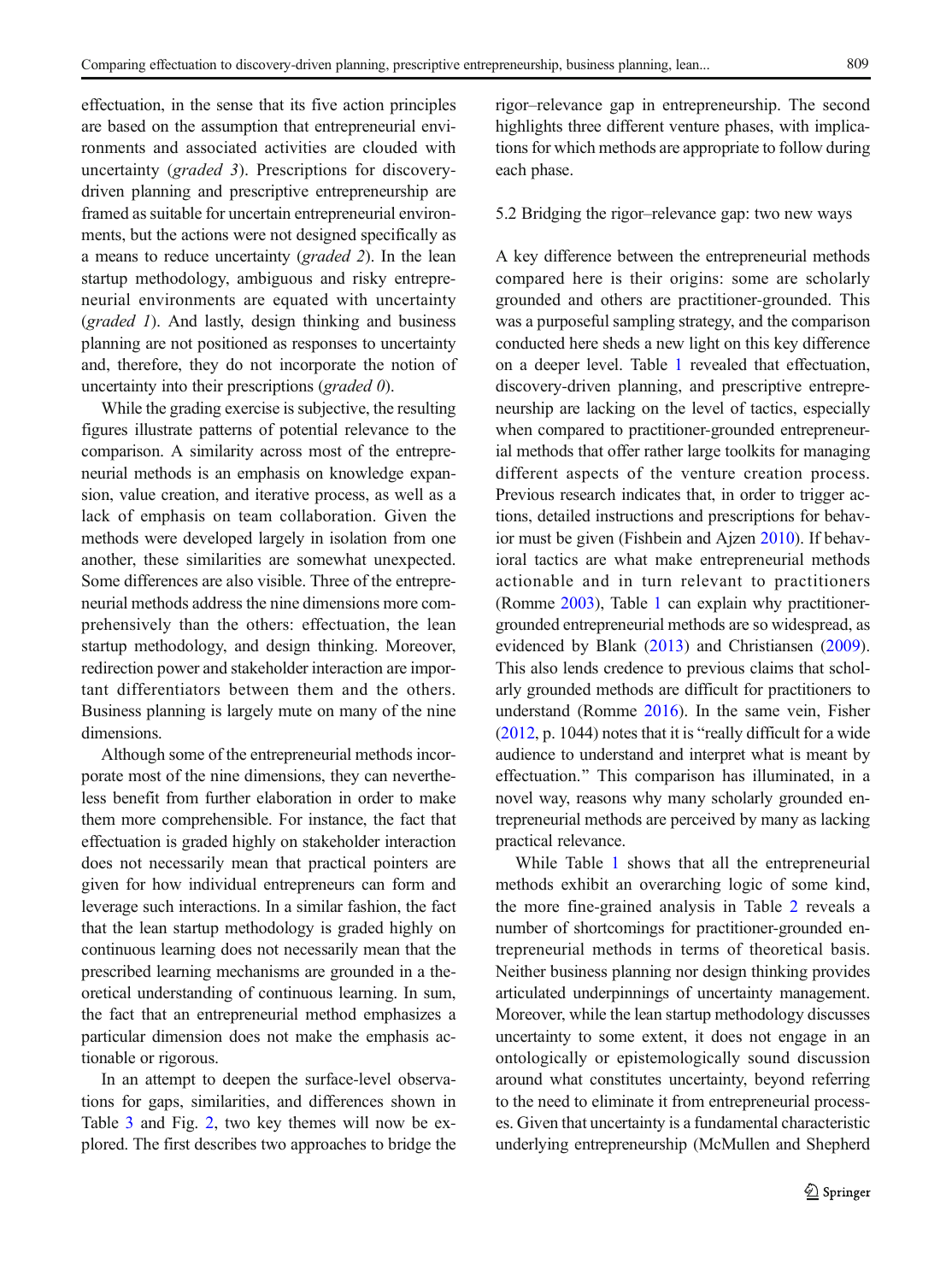effectuation, in the sense that its five action principles are based on the assumption that entrepreneurial environments and associated activities are clouded with uncertainty (*graded 3*). Prescriptions for discovery-driven planning and prescriptive entrepreneurship are framed as suitable for uncertain entrepreneurial environments, but the actions were not designed specifically as a means to reduce uncertainty (*graded 2*). In the lean startup methodology, ambiguous and risky entrepreneurial environments are equated with uncertainty (*graded 1*). And lastly, design thinking and business planning are not positioned as responses to uncertainty and, therefore, they do not incorporate the notion of uncertainty into their prescriptions (*graded 0*).

While the grading exercise is subjective, the resulting figures illustrate patterns of potential relevance to the comparison. A similarity across most of the entrepreneurial methods is an emphasis on knowledge expansion, value creation, and iterative process, as well as a lack of emphasis on team collaboration. Given the methods were developed largely in isolation from one another, these similarities are somewhat unexpected. Some differences are also visible. Three of the entrepreneurial methods address the nine dimensions more comprehensively than the others: effectuation, the lean startup methodology, and design thinking. Moreover, redirection power and stakeholder interaction are important differentiators between them and the others. Business planning is largely mute on many of the nine dimensions.

Although some of the entrepreneurial methods incorporate most of the nine dimensions, they can nevertheless benefit from further elaboration in order to make them more comprehensible. The fact that effectuation is graded highly on stakeholder interaction does not necessarily mean that practical pointers are given for how individual entrepreneurs can form and leverage such interactions. In a similar fashion, the fact that the lean startup methodology is graded highly on continuous learning does not necessarily mean that the prescribed learning mechanisms are grounded in a theoretical understanding of continuous learning. In sum, the fact that an entrepreneurial method emphasizes a particular dimension does not make the emphasis actionable or rigorous.

In an attempt to deepen the surface-level observations for gaps, similarities, and differences shown in Table 3 and Fig. 2, two key themes will now be explored. The first describes two approaches to bridge the rigor–relevance gap in entrepreneurship. The second highlights three different venture phases, with implications for which methods are appropriate to follow during each phase.

### 5.2 Bridging the rigor–relevance gap: two new ways

A key difference between the entrepreneurial methods compared here is their origins: some are scholarly grounded and others are practitioner-grounded. This was a purposeful sampling strategy, and the comparison conducted here sheds a new light on this key difference on a deeper level. Table 1 revealed that effectuation, discovery-driven planning, and prescriptive entrepreneurship are lacking on the level of tactics, especially when compared to practitioner-grounded entrepreneurial methods that offer rather large toolkits for managing different aspects of the venture creation process. Previous research indicates that, in order to trigger actions, detailed instructions and prescriptions for behavior must be given (Fishbein and Ajzen 2010). If behavioral tactics are what make entrepreneurial methods actionable and in turn relevant to practitioners (Romme 2003), Table 1 can explain why practitioner-grounded entrepreneurial methods are so widespread, as evidenced by Blank (2013) and Christiansen (2009). This also lends credence to previous claims that scholarly grounded methods are difficult for practitioners to understand (Romme 2016). In the same vein, Fisher (2012, p. 1044) notes that it is "really difficult for a wide audience to understand and interpret what is meant by effectuation." This comparison has illuminated, in a novel way, reasons why many scholarly grounded entrepreneurial methods are perceived by many as lacking practical relevance.

While Table 1 shows that all the entrepreneurial methods exhibit an overarching logic of some kind, the more fine-grained analysis in Table 2 reveals a number of shortcomings for practitioner-grounded entrepreneurial methods in terms of theoretical basis. Neither business planning nor design thinking provides articulated underpinnings of uncertainty management. Moreover, while the lean startup methodology discusses uncertainty to some extent, it does not engage in an ontologically or epistemologically sound discussion around what constitutes uncertainty, beyond referring to the need to eliminate it from entrepreneurial processes. Given that uncertainty is a fundamental characteristic underlying entrepreneurship (McMullen and Shepherd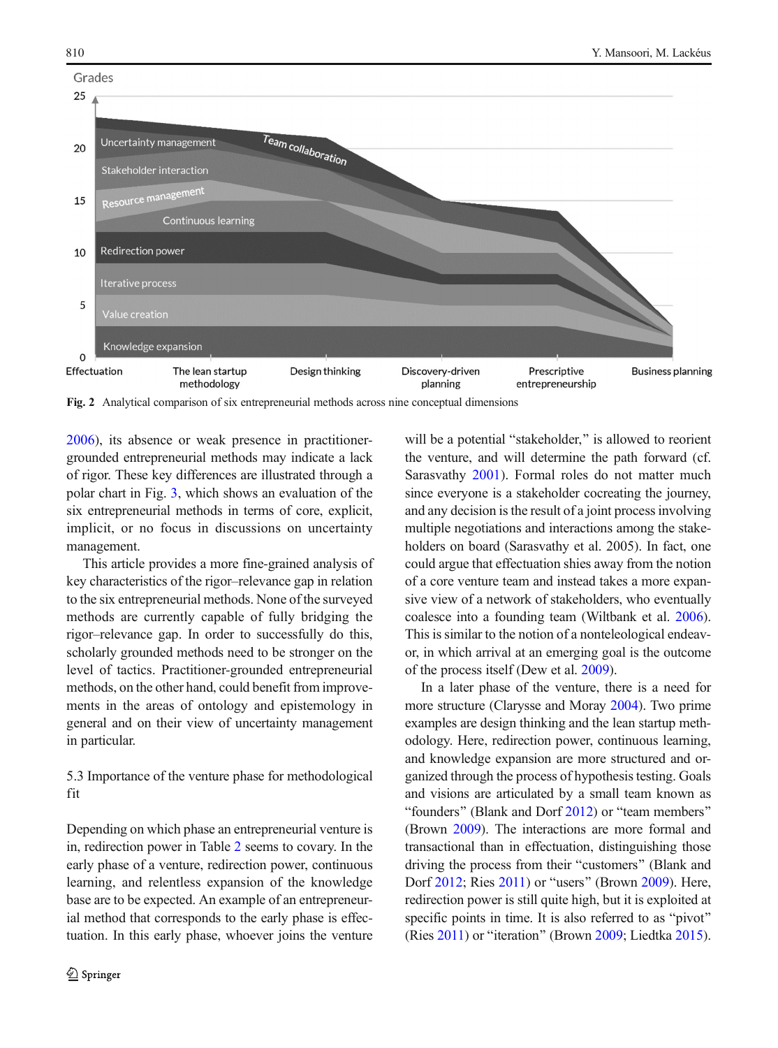Fig. 2 Analytical comparison of six entrepreneurial methods across nine conceptual dimensions

2006), its absence or weak presence in practitioner-grounded entrepreneurial methods may indicate a lack of rigor. These key differences are illustrated through a polar chart in Fig. 3, which shows an evaluation of the six entrepreneurial methods in terms of core, explicit, implicit, or no focus in discussions on uncertainty management.

This article provides a more fine-grained analysis of key characteristics of the rigor–relevance gap in relation to the six entrepreneurial methods. None of the surveyed methods are currently capable of fully bridging the rigor–relevance gap. In order to successfully do this, scholarly grounded methods need to be stronger on the level of tactics. Practitioner-grounded entrepreneurial methods, on the other hand, could benefit from improvements in the areas of ontology and epistemology in general and on their view of uncertainty management in particular.

## 5.3 Importance of the venture phase for methodological fit

Depending on which phase an entrepreneurial venture is in, redirection power in Table 2 seems to covary. In the early phase of a venture, redirection power, continuous learning, and relentless expansion of the knowledge base are to be expected. An example of an entrepreneurial method that corresponds to the early phase is effectuation. In this early phase, whoever joins the venture will be a potential "stakeholder," is allowed to reorient the venture, and will determine the path forward (cf. Sarasvathy 2001). Formal roles do not matter much since everyone is a stakeholder cocreating the journey, and any decision is the result of a joint process involving multiple negotiations and interactions among the stakeholders on board (Sarasvathy et al. 2005). In fact, one could argue that effectuation shies away from the notion of a core venture team and instead takes a more expansive view of a network of stakeholders, who eventually coalesce into a founding team (Wiltbank et al. 2006). This is similar to the notion of a nonteleological endeavor, in which arrival at an emerging goal is the outcome of the process itself (Dew et al. 2009).

In a later phase of the venture, there is a need for more structure (Clarysse and Moray 2004). Two prime examples are design thinking and the lean startup methodology. Here, redirection power, continuous learning, and knowledge expansion are more structured and organized through the process of hypothesis testing. Goals and visions are articulated by a small team known as "founders" (Blank and Dorf 2012) or "team members" (Brown 2009). The interactions are more formal and transactional than in effectuation, distinguishing those driving the process from their "customers" (Blank and Dorf 2012; Ries 2011) or "users" (Brown 2009). Here, redirection power is still quite high, but it is exploited at specific points in time. It is also referred to as "pivot" (Ries 2011) or "iteration" (Brown 2009; Liedtka 2015).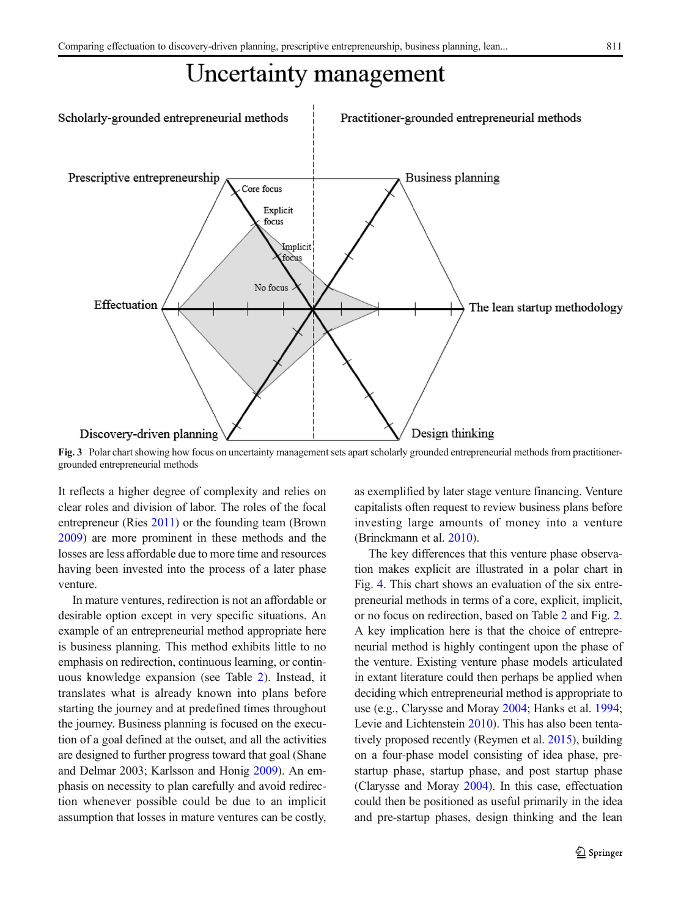**Fig. 3** Polar chart showing how focus on uncertainty management sets apart scholarly grounded entrepreneurial methods from practitioner-grounded entrepreneurial methods

It reflects a higher degree of complexity and relies on clear roles and division of labor. The roles of the focal entrepreneur (Ries 2011) or the founding team (Brown 2009) are more prominent in these methods and the losses are less affordable due to more time and resources having been invested into the process of a later phase venture.

In mature ventures, redirection is not an affordable or desirable option except in very specific situations. An example of an entrepreneurial method appropriate here is business planning. This method exhibits little to no emphasis on redirection, continuous learning, or continuous knowledge expansion (see Table 2). Instead, it translates what is already known into plans before starting the journey and at predefined times throughout the journey. Business planning is focused on the execution of a goal defined at the outset, and all the activities are designed to further progress toward that goal (Shane and Delmar 2003; Karlsson and Honig 2009). An emphasis on necessity to plan carefully and avoid redirection whenever possible could be due to an implicit assumption that losses in mature ventures can be costly, as exemplified by later stage venture financing. Venture capitalists often request to review business plans before investing large amounts of money into a venture (Brinckmann et al. 2010).

The key differences that this venture phase observation makes explicit are illustrated in a polar chart in Fig. 4. This chart shows an evaluation of the six entrepreneurial methods in terms of a core, explicit, implicit, or no focus on redirection, based on Table 2 and Fig. 2. A key implication here is that the choice of entrepreneurial method is highly contingent upon the phase of the venture. Existing venture phase models articulated in extant literature could then perhaps be applied when deciding which entrepreneurial method is appropriate to use (e.g., Clarysse and Moray 2004; Hanks et al. 1994; Levie and Lichtenstein 2010). This has also been tentatively proposed recently (Reymen et al. 2015), building on a four-phase model consisting of idea phase, pre-startup phase, startup phase, and post startup phase (Clarysse and Moray 2004). In this case, effectuation could then be positioned as useful primarily in the idea and pre-startup phases, design thinking and the lean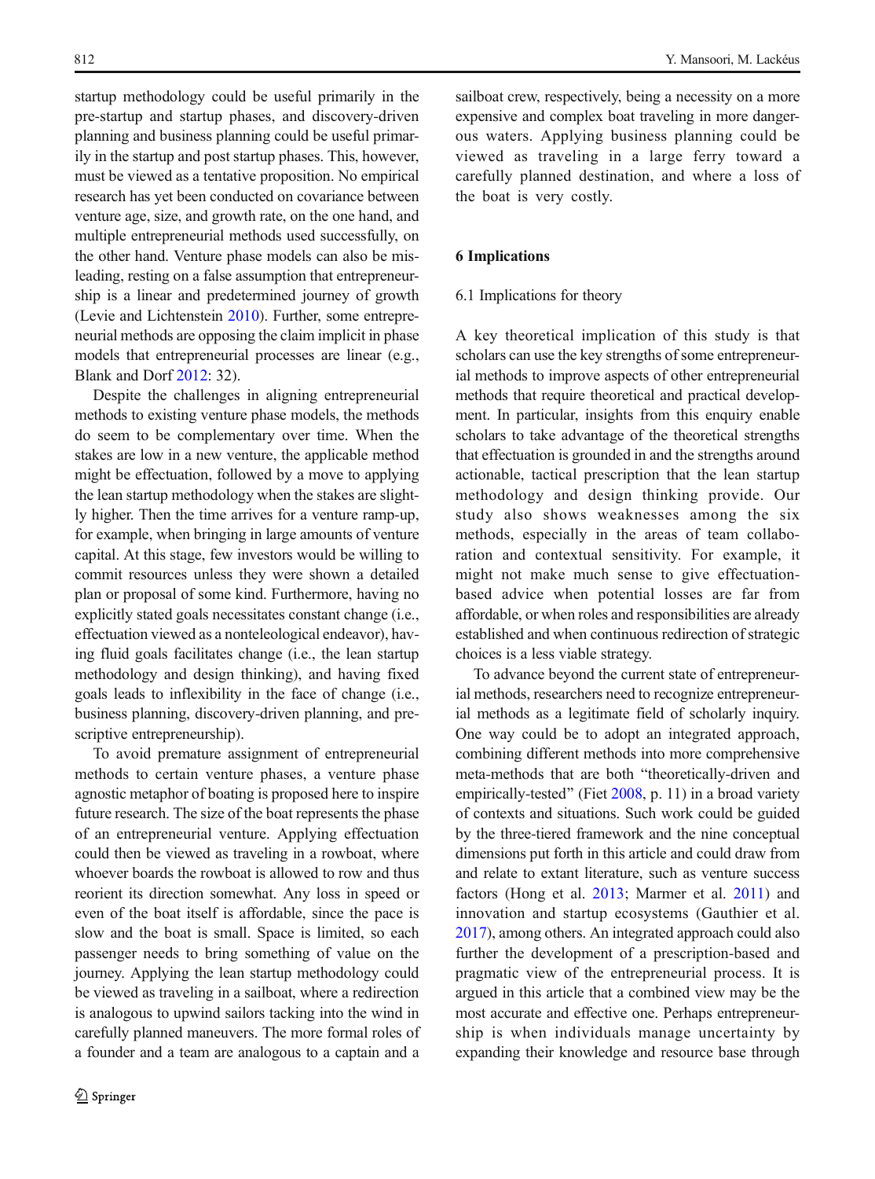startup methodology could be useful primarily in the pre-startup and startup phases, and discovery-driven planning and business planning could be useful primarily in the startup and post startup phases. This, however, must be viewed as a tentative proposition. No empirical research has yet been conducted on covariance between venture age, size, and growth rate, on the one hand, and multiple entrepreneurial methods used successfully, on the other hand. Venture phase models can also be misleading, resting on a false assumption that entrepreneurship is a linear and predetermined journey of growth (Levie and Lichtenstein 2010). Further, some entrepreneurial methods are opposing the claim implicit in phase models that entrepreneurial processes are linear (e.g., Blank and Dorf 2012: 32).

Despite the challenges in aligning entrepreneurial methods to existing venture phase models, the methods do seem to be complementary over time. When the stakes are low in a new venture, the applicable method might be effectuation, followed by a move to applying the lean startup methodology when the stakes are slightly higher. Then the time arrives for a venture ramp-up, for example, when bringing in large amounts of venture capital. At this stage, few investors would be willing to commit resources unless they were shown a detailed plan or proposal of some kind. Furthermore, having no explicitly stated goals necessitates constant change (i.e., effectuation viewed as a nonteleological endeavor), having fluid goals facilitates change (i.e., the lean startup methodology and design thinking), and having fixed goals leads to inflexibility in the face of change (i.e., business planning, discovery-driven planning, and prescriptive entrepreneurship).

To avoid premature assignment of entrepreneurial methods to certain venture phases, a venture phase agnostic metaphor of boating is proposed here to inspire future research. The size of the boat represents the phase of an entrepreneurial venture. Applying effectuation could then be viewed as traveling in a rowboat, where whoever boards the rowboat is allowed to row and thus reorient its direction somewhat. Any loss in speed or even of the boat itself is affordable, since the pace is slow and the boat is small. Space is limited, so each passenger needs to bring something of value on the journey. Applying the lean startup methodology could be viewed as traveling in a sailboat, where a redirection is analogous to upwind sailors tacking into the wind in carefully planned maneuvers. The more formal roles of a founder and a team are analogous to a captain and a sailboat crew, respectively, being a necessity on a more expensive and complex boat traveling in more dangerous waters. Applying business planning could be viewed as traveling in a large ferry toward a carefully planned destination, and where a loss of the boat is very costly.

## 6 Implications

### 6.1 Implications for theory

A key theoretical implication of this study is that scholars can use the key strengths of some entrepreneurial methods to improve aspects of other entrepreneurial methods that require theoretical and practical development. In particular, insights from this enquiry enable scholars to take advantage of the theoretical strengths that effectuation is grounded in and the strengths around actionable, tactical prescription that the lean startup methodology and design thinking provide. Our study also shows weaknesses among the six methods, especially in the areas of team collaboration and contextual sensitivity. For example, it might not make much sense to give effectuation-based advice when potential losses are far from affordable, or when roles and responsibilities are already established and when continuous redirection of strategic choices is a less viable strategy.

To advance beyond the current state of entrepreneurial methods, researchers need to recognize entrepreneurial methods as a legitimate field of scholarly inquiry. One way could be to adopt an integrated approach, combining different methods into more comprehensive meta-methods that are both "theoretically-driven and empirically-tested" (Fiet 2008, p. 11) in a broad variety of contexts and situations. Such work could be guided by the three-tiered framework and the nine conceptual dimensions put forth in this article and could draw from and relate to extant literature, such as venture success factors (Hong et al. 2013; Marmer et al. 2011) and innovation and startup ecosystems (Gauthier et al. 2017), among others. An integrated approach could also further the development of a prescription-based and pragmatic view of the entrepreneurial process. It is argued in this article that a combined view may be the most accurate and effective one. Perhaps entrepreneurship is when individuals manage uncertainty by expanding their knowledge and resource base through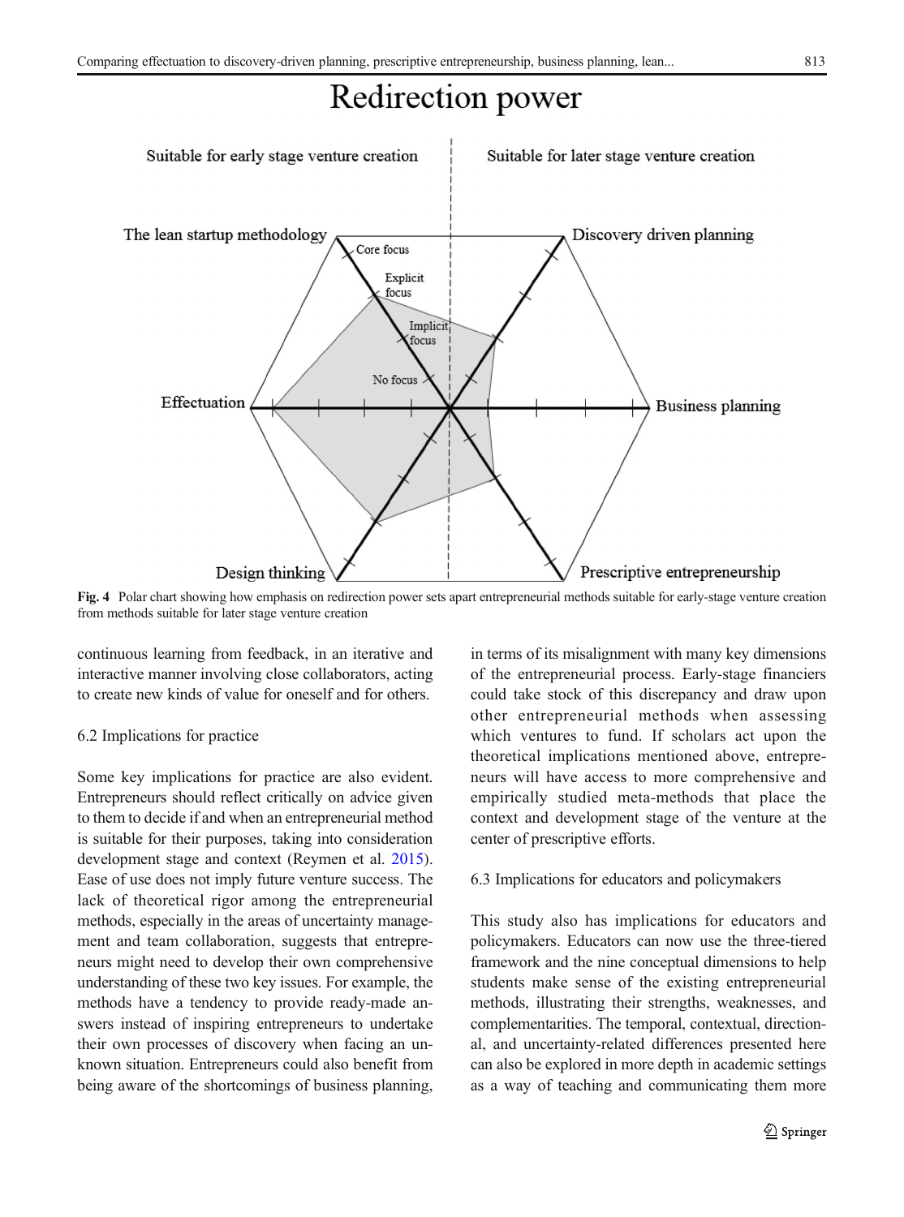**Fig. 4** Polar chart showing how emphasis on redirection power sets apart entrepreneurial methods suitable for early-stage venture creation from methods suitable for later stage venture creation

continuous learning from feedback, in an iterative and interactive manner involving close collaborators, acting to create new kinds of value for oneself and for others.

### 6.2 Implications for practice

Some key implications for practice are also evident. Entrepreneurs should reflect critically on advice given to them to decide if and when an entrepreneurial method is suitable for their purposes, taking into consideration development stage and context (Reymen et al. 2015). Ease of use does not imply future venture success. The lack of theoretical rigor among the entrepreneurial methods, especially in the areas of uncertainty management and team collaboration, suggests that entrepreneurs might need to develop their own comprehensive understanding of these two key issues. For example, the methods have a tendency to provide ready-made answers instead of inspiring entrepreneurs to undertake their own processes of discovery when facing an unknown situation. Entrepreneurs could also benefit from being aware of the shortcomings of business planning, in terms of its misalignment with many key dimensions of the entrepreneurial process. Early-stage financiers could take stock of this discrepancy and draw upon other entrepreneurial methods when assessing which ventures to fund. If scholars act upon the theoretical implications mentioned above, entrepreneurs will have access to more comprehensive and empirically studied meta-methods that place the context and development stage of the venture at the center of prescriptive efforts.

### 6.3 Implications for educators and policymakers

This study also has implications for educators and policymakers. Educators can now use the three-tiered framework and the nine conceptual dimensions to help students make sense of the existing entrepreneurial methods, illustrating their strengths, weaknesses, and complementarities. The temporal, contextual, directional, and uncertainty-related differences presented here can also be explored in more depth in academic settings as a way of teaching and communicating them more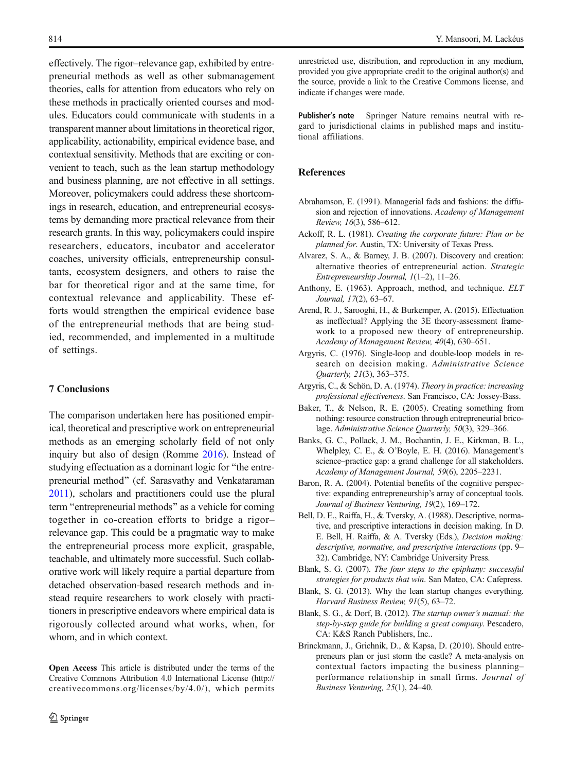effectively. The rigor–relevance gap, exhibited by entrepreneurial methods as well as other submanagement theories, calls for attention from educators who rely on these methods in practically oriented courses and modules. Educators could communicate with students in a transparent manner about limitations in theoretical rigor, applicability, actionability, empirical evidence base, and contextual sensitivity. Methods that are exciting or convenient to teach, such as the lean startup methodology and business planning, are not effective in all settings. Moreover, policymakers could address these shortcomings in research, education, and entrepreneurial ecosystems by demanding more practical relevance from their research grants. In this way, policymakers could inspire researchers, educators, incubator and accelerator coaches, university officials, entrepreneurship consultants, ecosystem designers, and others to raise the bar for theoretical rigor and at the same time, for contextual relevance and applicability. These efforts would strengthen the empirical evidence base of the entrepreneurial methods that are being studied, recommended, and implemented in a multitude of settings.

## 7 Conclusions

The comparison undertaken here has positioned empirical, theoretical and prescriptive work on entrepreneurial methods as an emerging scholarly field of not only inquiry but also of design (Romme 2016). Instead of studying effectuation as a dominant logic for "the entrepreneurial method" (cf. Sarasvathy and Venkataraman 2011), scholars and practitioners could use the plural term "entrepreneurial methods" as a vehicle for coming together in co-creation efforts to bridge a rigor–relevance gap. This could be a pragmatic way to make the entrepreneurial process more explicit, graspable, teachable, and ultimately more successful. Such collaborative work will likely require a partial departure from detached observation-based research methods and instead require researchers to work closely with practitioners in prescriptive endeavors where empirical data is rigorously collected around what works, when, for whom, and in which context.

**Open Access** This article is distributed under the terms of the Creative Commons Attribution 4.0 International License (http://creativecommons.org/licenses/by/4.0/), which permits unrestricted use, distribution, and reproduction in any medium, provided you give appropriate credit to the original author(s) and the source, provide a link to the Creative Commons license, and indicate if changes were made.

**Publisher's note** Springer Nature remains neutral with regard to jurisdictional claims in published maps and institutional affiliations.

## References

Abrahamson, E. (1991). Managerial fads and fashions: the diffusion and rejection of innovations. *Academy of Management Review, 16*(3), 586–612.

Ackoff, R. L. (1981). *Creating the corporate future: Plan or be planned for*. Austin, TX: University of Texas Press.

Alvarez, S. A., & Barney, J. B. (2007). Discovery and creation: alternative theories of entrepreneurial action. *Strategic Entrepreneurship Journal, 1*(1–2), 11–26.

Anthony, E. (1963). Approach, method, and technique. *ELT Journal, 17*(2), 63–67.

Arend, R. J., Sarooghi, H., & Burkemper, A. (2015). Effectuation as ineffectual? Applying the 3E theory-assessment framework to a proposed new theory of entrepreneurship. *Academy of Management Review, 40*(4), 630–651.

Argyris, C. (1976). Single-loop and double-loop models in research on decision making. *Administrative Science Quarterly, 21*(3), 363–375.

Argyris, C., & Schön, D. A. (1974). *Theory in practice: increasing professional effectiveness*. San Francisco, CA: Jossey-Bass.

Baker, T., & Nelson, R. E. (2005). Creating something from nothing: resource construction through entrepreneurial bricolage. *Administrative Science Quarterly, 50*(3), 329–366.

Banks, G. C., Pollack, J. M., Bochantin, J. E., Kirkman, B. L., Whelpley, C. E., & O'Boyle, E. H. (2016). Management's science–practice gap: a grand challenge for all stakeholders. *Academy of Management Journal, 59*(6), 2205–2231.

Baron, R. A. (2004). Potential benefits of the cognitive perspective: expanding entrepreneurship's array of conceptual tools. *Journal of Business Venturing, 19*(2), 169–172.

Bell, D. E., Raiffa, H., & Tversky, A. (1988). Descriptive, normative, and prescriptive interactions in decision making. In D. E. Bell, H. Raiffa, & A. Tversky (Eds.), *Decision making: descriptive, normative, and prescriptive interactions* (pp. 9–32). Cambridge, NY: Cambridge University Press.

Blank, S. G. (2007). *The four steps to the epiphany: successful strategies for products that win*. San Mateo, CA: Cafepress.

Blank, S. G. (2013). Why the lean startup changes everything. *Harvard Business Review, 91*(5), 63–72.

Blank, S. G., & Dorf, B. (2012). *The startup owner's manual: the step-by-step guide for building a great company.* Pescadero, CA: K&S Ranch Publishers, Inc..

Brinckmann, J., Grichnik, D., & Kapsa, D. (2010). Should entrepreneurs plan or just storm the castle? A meta-analysis on contextual factors impacting the business planning–performance relationship in small firms. *Journal of Business Venturing, 25*(1), 24–40.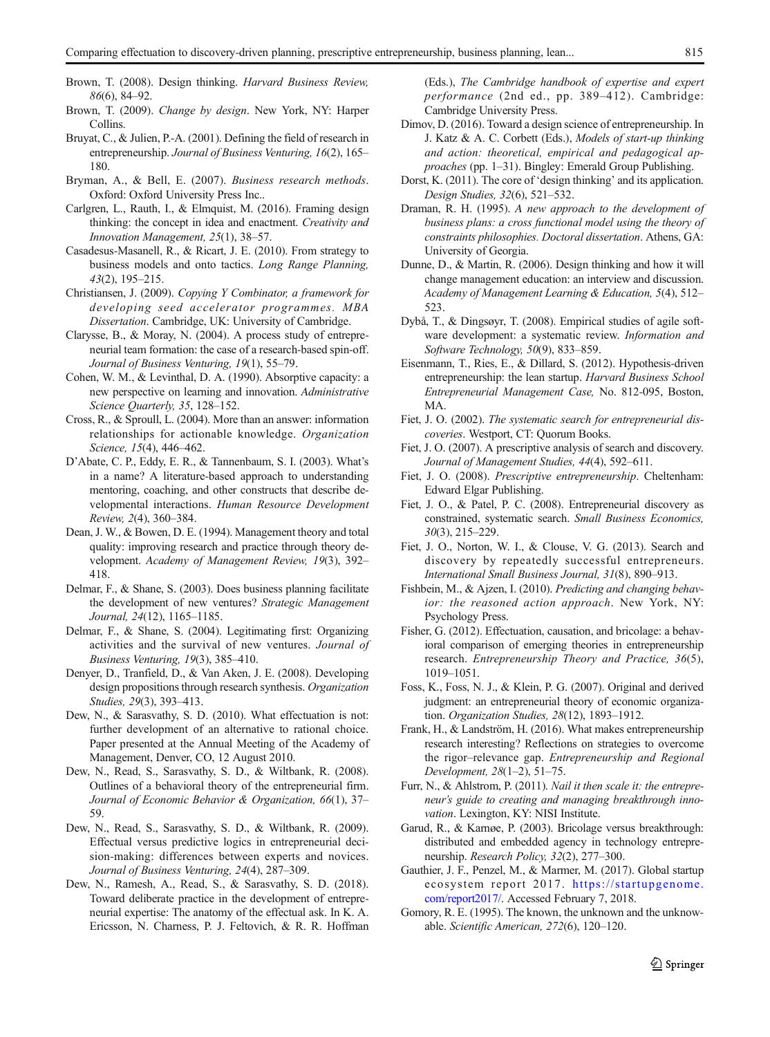- Brown, T. (2008). Design thinking. *Harvard Business Review, 86*(6), 84–92.
- Brown, T. (2009). *Change by design*. New York, NY: Harper Collins.
- Bruyat, C., & Julien, P.-A. (2001). Defining the field of research in entrepreneurship. *Journal of Business Venturing, 16*(2), 165–180.
- Bryman, A., & Bell, E. (2007). *Business research methods*. Oxford: Oxford University Press Inc..
- Carlgren, L., Rauth, I., & Elmquist, M. (2016). Framing design thinking: the concept in idea and enactment. *Creativity and Innovation Management, 25*(1), 38–57.
- Casadesus-Masanell, R., & Ricart, J. E. (2010). From strategy to business models and onto tactics. *Long Range Planning, 43*(2), 195–215.
- Christiansen, J. (2009). *Copying Y Combinator, a framework for developing seed accelerator programmes. MBA Dissertation*. Cambridge, UK: University of Cambridge.
- Clarysse, B., & Moray, N. (2004). A process study of entrepreneurial team formation: the case of a research-based spin-off. *Journal of Business Venturing, 19*(1), 55–79.
- Cohen, W. M., & Levinthal, D. A. (1990). Absorptive capacity: a new perspective on learning and innovation. *Administrative Science Quarterly, 35*, 128–152.
- Cross, R., & Sproull, L. (2004). More than an answer: information relationships for actionable knowledge. *Organization Science, 15*(4), 446–462.
- D'Abate, C. P., Eddy, E. R., & Tannenbaum, S. I. (2003). What's in a name? A literature-based approach to understanding mentoring, coaching, and other constructs that describe developmental interactions. *Human Resource Development Review, 2*(4), 360–384.
- Dean, J. W., & Bowen, D. E. (1994). Management theory and total quality: improving research and practice through theory development. *Academy of Management Review, 19*(3), 392–418.
- Delmar, F., & Shane, S. (2003). Does business planning facilitate the development of new ventures? *Strategic Management Journal, 24*(12), 1165–1185.
- Delmar, F., & Shane, S. (2004). Legitimating first: Organizing activities and the survival of new ventures. *Journal of Business Venturing, 19*(3), 385–410.
- Denyer, D., Tranfield, D., & Van Aken, J. E. (2008). Developing design propositions through research synthesis. *Organization Studies, 29*(3), 393–413.
- Dew, N., & Sarasvathy, S. D. (2010). What effectuation is not: further development of an alternative to rational choice. Paper presented at the Annual Meeting of the Academy of Management, Denver, CO, 12 August 2010.
- Dew, N., Read, S., Sarasvathy, S. D., & Wiltbank, R. (2008). Outlines of a behavioral theory of the entrepreneurial firm. *Journal of Economic Behavior & Organization, 66*(1), 37–59.
- Dew, N., Read, S., Sarasvathy, S. D., & Wiltbank, R. (2009). Effectual versus predictive logics in entrepreneurial decision-making: differences between experts and novices. *Journal of Business Venturing, 24*(4), 287–309.
- Dew, N., Ramesh, A., Read, S., & Sarasvathy, S. D. (2018). Toward deliberate practice in the development of entrepreneurial expertise: The anatomy of the effectual ask. In K. A. Ericsson, N. Charness, P. J. Feltovich, & R. R. Hoffman (Eds.), *The Cambridge handbook of expertise and expert performance* (2nd ed., pp. 389–412). Cambridge: Cambridge University Press.
- Dimov, D. (2016). Toward a design science of entrepreneurship. In J. Katz & A. C. Corbett (Eds.), *Models of start-up thinking and action: theoretical, empirical and pedagogical approaches* (pp. 1–31). Bingley: Emerald Group Publishing.
- Dorst, K. (2011). The core of 'design thinking' and its application. *Design Studies, 32*(6), 521–532.
- Draman, R. H. (1995). *A new approach to the development of business plans: a cross functional model using the theory of constraints philosophies. Doctoral dissertation*. Athens, GA: University of Georgia.
- Dunne, D., & Martin, R. (2006). Design thinking and how it will change management education: an interview and discussion. *Academy of Management Learning & Education, 5*(4), 512–523.
- Dybå, T., & Dingsøyr, T. (2008). Empirical studies of agile software development: a systematic review. *Information and Software Technology, 50*(9), 833–859.
- Eisenmann, T., Ries, E., & Dillard, S. (2012). Hypothesis-driven entrepreneurship: the lean startup. *Harvard Business School Entrepreneurial Management Case,* No. 812-095, Boston, MA.
- Fiet, J. O. (2002). *The systematic search for entrepreneurial discoveries*. Westport, CT: Quorum Books.
- Fiet, J. O. (2007). A prescriptive analysis of search and discovery. *Journal of Management Studies, 44*(4), 592–611.
- Fiet, J. O. (2008). *Prescriptive entrepreneurship*. Cheltenham: Edward Elgar Publishing.
- Fiet, J. O., & Patel, P. C. (2008). Entrepreneurial discovery as constrained, systematic search. *Small Business Economics, 30*(3), 215–229.
- Fiet, J. O., Norton, W. I., & Clouse, V. G. (2013). Search and discovery by repeatedly successful entrepreneurs. *International Small Business Journal, 31*(8), 890–913.
- Fishbein, M., & Ajzen, I. (2010). *Predicting and changing behavior: the reasoned action approach*. New York, NY: Psychology Press.
- Fisher, G. (2012). Effectuation, causation, and bricolage: a behavioral comparison of emerging theories in entrepreneurship research. *Entrepreneurship Theory and Practice, 36*(5), 1019–1051.
- Foss, K., Foss, N. J., & Klein, P. G. (2007). Original and derived judgment: an entrepreneurial theory of economic organization. *Organization Studies, 28*(12), 1893–1912.
- Frank, H., & Landström, H. (2016). What makes entrepreneurship research interesting? Reflections on strategies to overcome the rigor–relevance gap. *Entrepreneurship and Regional Development, 28*(1–2), 51–75.
- Furr, N., & Ahlstrom, P. (2011). *Nail it then scale it: the entrepreneur's guide to creating and managing breakthrough innovation*. Lexington, KY: NISI Institute.
- Garud, R., & Karnøe, P. (2003). Bricolage versus breakthrough: distributed and embedded agency in technology entrepreneurship. *Research Policy, 32*(2), 277–300.
- Gauthier, J. F., Penzel, M., & Marmer, M. (2017). Global startup ecosystem report 2017. https://startupgenome.com/report2017/. Accessed February 7, 2018.
- Gomory, R. E. (1995). The known, the unknown and the unknowable. *Scientific American, 272*(6), 120–120.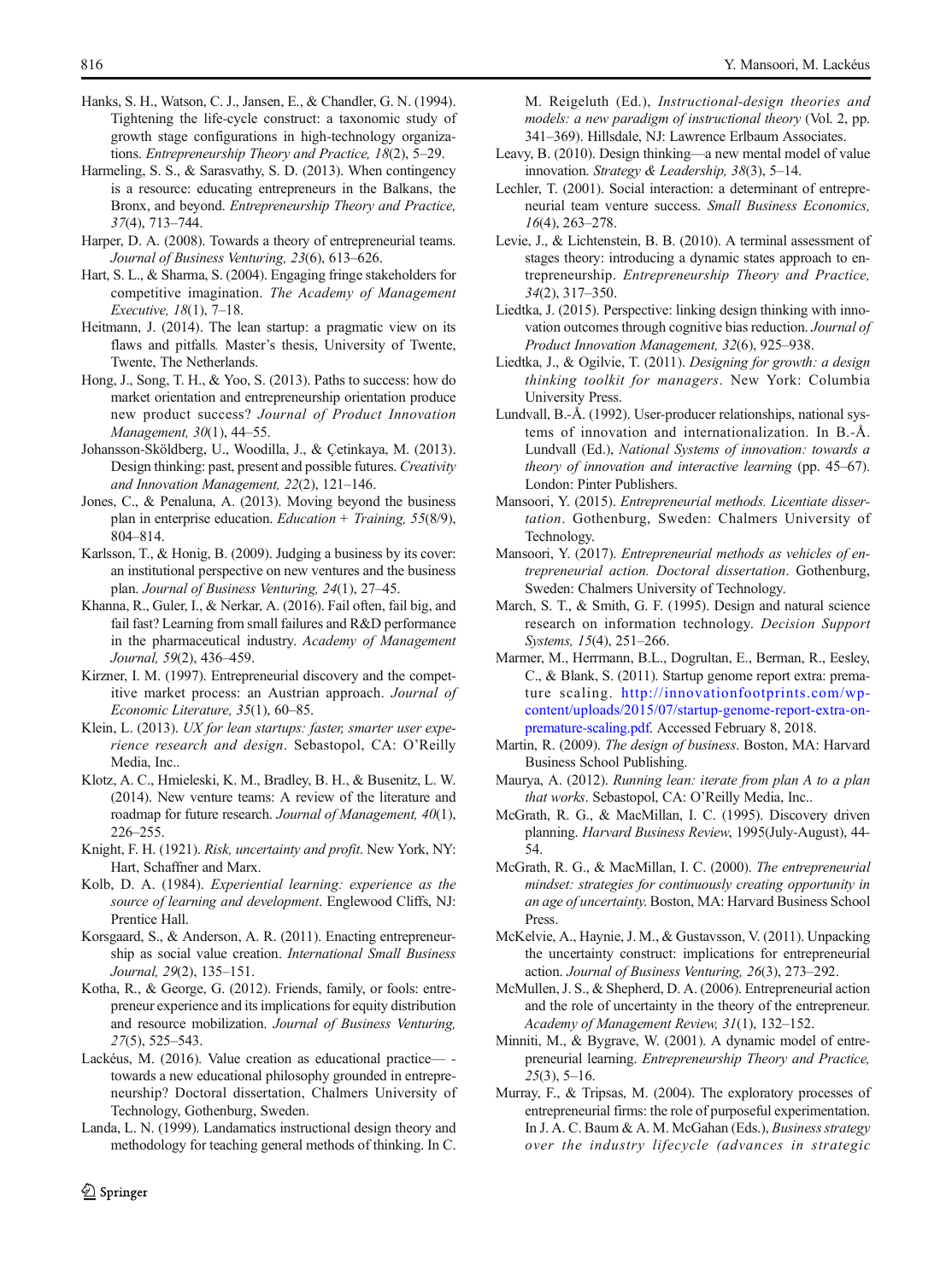Hanks, S. H., Watson, C. J., Jansen, E., & Chandler, G. N. (1994). Tightening the life-cycle construct: a taxonomic study of growth stage configurations in high-technology organizations. *Entrepreneurship Theory and Practice, 18*(2), 5–29.

Harmeling, S. S., & Sarasvathy, S. D. (2013). When contingency is a resource: educating entrepreneurs in the Balkans, the Bronx, and beyond. *Entrepreneurship Theory and Practice, 37*(4), 713–744.

Harper, D. A. (2008). Towards a theory of entrepreneurial teams. *Journal of Business Venturing, 23*(6), 613–626.

Hart, S. L., & Sharma, S. (2004). Engaging fringe stakeholders for competitive imagination. *The Academy of Management Executive, 18*(1), 7–18.

Heitmann, J. (2014). The lean startup: a pragmatic view on its flaws and pitfalls*.* Master's thesis, University of Twente, Twente, The Netherlands.

Hong, J., Song, T. H., & Yoo, S. (2013). Paths to success: how do market orientation and entrepreneurship orientation produce new product success? *Journal of Product Innovation Management, 30*(1), 44–55.

Johansson-Sköldberg, U., Woodilla, J., & Çetinkaya, M. (2013). Design thinking: past, present and possible futures. *Creativity and Innovation Management, 22*(2), 121–146.

Jones, C., & Penaluna, A. (2013). Moving beyond the business plan in enterprise education. *Education + Training, 55*(8/9), 804–814.

Karlsson, T., & Honig, B. (2009). Judging a business by its cover: an institutional perspective on new ventures and the business plan. *Journal of Business Venturing, 24*(1), 27–45.

Khanna, R., Guler, I., & Nerkar, A. (2016). Fail often, fail big, and fail fast? Learning from small failures and R&D performance in the pharmaceutical industry. *Academy of Management Journal, 59*(2), 436–459.

Kirzner, I. M. (1997). Entrepreneurial discovery and the competitive market process: an Austrian approach. *Journal of Economic Literature, 35*(1), 60–85.

Klein, L. (2013). *UX for lean startups: faster, smarter user experience research and design*. Sebastopol, CA: O'Reilly Media, Inc..

Klotz, A. C., Hmieleski, K. M., Bradley, B. H., & Busenitz, L. W. (2014). New venture teams: A review of the literature and roadmap for future research. *Journal of Management, 40*(1), 226–255.

Knight, F. H. (1921). *Risk, uncertainty and profit*. New York, NY: Hart, Schaffner and Marx.

Kolb, D. A. (1984). *Experiential learning: experience as the source of learning and development*. Englewood Cliffs, NJ: Prentice Hall.

Korsgaard, S., & Anderson, A. R. (2011). Enacting entrepreneurship as social value creation. *International Small Business Journal, 29*(2), 135–151.

Kotha, R., & George, G. (2012). Friends, family, or fools: entrepreneur experience and its implications for equity distribution and resource mobilization. *Journal of Business Venturing, 27*(5), 525–543.

Lackéus, M. (2016). Value creation as educational practice— - towards a new educational philosophy grounded in entrepreneurship? Doctoral dissertation, Chalmers University of Technology, Gothenburg, Sweden.

Landa, L. N. (1999). Landamatics instructional design theory and methodology for teaching general methods of thinking. In C. M. Reigeluth (Ed.), *Instructional-design theories and models: a new paradigm of instructional theory* (Vol. 2, pp. 341–369). Hillsdale, NJ: Lawrence Erlbaum Associates.

Leavy, B. (2010). Design thinking—a new mental model of value innovation. *Strategy & Leadership, 38*(3), 5–14.

Lechler, T. (2001). Social interaction: a determinant of entrepreneurial team venture success. *Small Business Economics, 16*(4), 263–278.

Levie, J., & Lichtenstein, B. B. (2010). A terminal assessment of stages theory: introducing a dynamic states approach to entrepreneurship. *Entrepreneurship Theory and Practice, 34*(2), 317–350.

Liedtka, J. (2015). Perspective: linking design thinking with innovation outcomes through cognitive bias reduction. *Journal of Product Innovation Management, 32*(6), 925–938.

Liedtka, J., & Ogilvie, T. (2011). *Designing for growth: a design thinking toolkit for managers*. New York: Columbia University Press.

Lundvall, B.-Å. (1992). User-producer relationships, national systems of innovation and internationalization. In B.-Å. Lundvall (Ed.), *National Systems of innovation: towards a theory of innovation and interactive learning* (pp. 45–67). London: Pinter Publishers.

Mansoori, Y. (2015). *Entrepreneurial methods. Licentiate dissertation*. Gothenburg, Sweden: Chalmers University of Technology.

Mansoori, Y. (2017). *Entrepreneurial methods as vehicles of entrepreneurial action. Doctoral dissertation*. Gothenburg, Sweden: Chalmers University of Technology.

March, S. T., & Smith, G. F. (1995). Design and natural science research on information technology. *Decision Support Systems, 15*(4), 251–266.

Marmer, M., Herrmann, B.L., Dogrultan, E., Berman, R., Eesley, C., & Blank, S. (2011). Startup genome report extra: premature scaling. http://innovationfootprints.com/wp-content/uploads/2015/07/startup-genome-report-extra-on-premature-scaling.pdf. Accessed February 8, 2018.

Martin, R. (2009). *The design of business*. Boston, MA: Harvard Business School Publishing.

Maurya, A. (2012). *Running lean: iterate from plan A to a plan that works*. Sebastopol, CA: O'Reilly Media, Inc..

McGrath, R. G., & MacMillan, I. C. (1995). Discovery driven planning. *Harvard Business Review*, 1995(July-August), 44-54.

McGrath, R. G., & MacMillan, I. C. (2000). *The entrepreneurial mindset: strategies for continuously creating opportunity in an age of uncertainty.* Boston, MA: Harvard Business School Press.

McKelvie, A., Haynie, J. M., & Gustavsson, V. (2011). Unpacking the uncertainty construct: implications for entrepreneurial action. *Journal of Business Venturing, 26*(3), 273–292.

McMullen, J. S., & Shepherd, D. A. (2006). Entrepreneurial action and the role of uncertainty in the theory of the entrepreneur. *Academy of Management Review, 31*(1), 132–152.

Minniti, M., & Bygrave, W. (2001). A dynamic model of entrepreneurial learning. *Entrepreneurship Theory and Practice, 25*(3), 5–16.

Murray, F., & Tripsas, M. (2004). The exploratory processes of entrepreneurial firms: the role of purposeful experimentation. In J. A. C. Baum & A. M. McGahan (Eds.), *Business strategy over the industry lifecycle (advances in strategic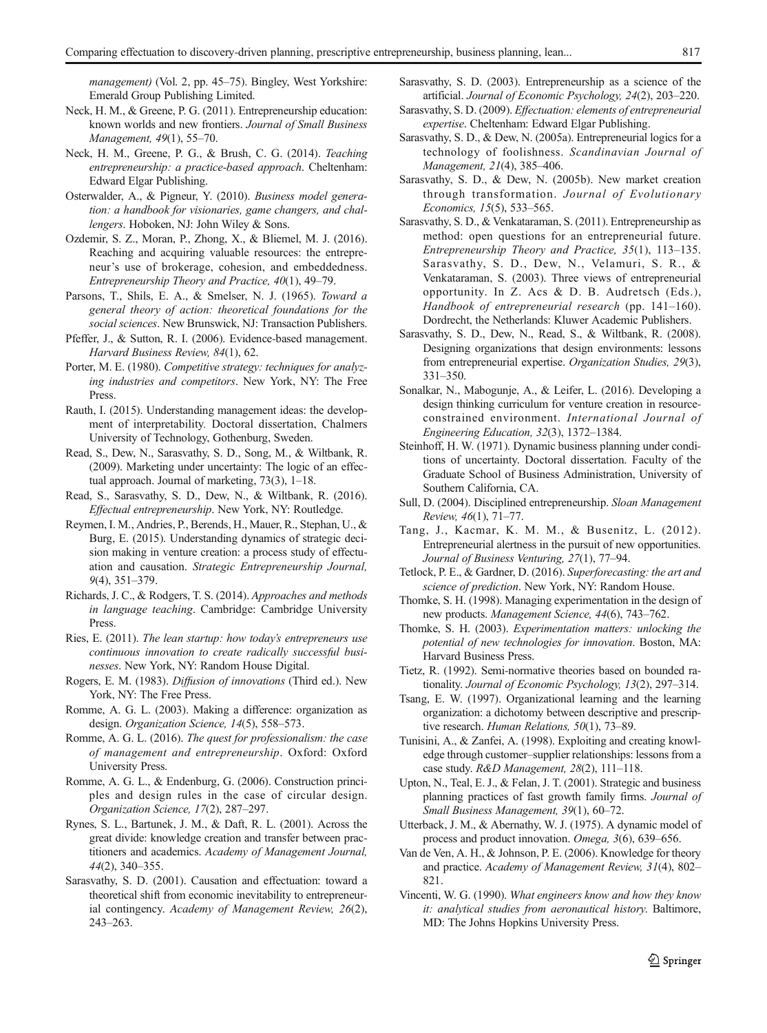*management)* (Vol. 2, pp. 45–75). Bingley, West Yorkshire: Emerald Group Publishing Limited.

Neck, H. M., & Greene, P. G. (2011). Entrepreneurship education: known worlds and new frontiers. *Journal of Small Business Management, 49*(1), 55–70.

Neck, H. M., Greene, P. G., & Brush, C. G. (2014). *Teaching entrepreneurship: a practice-based approach*. Cheltenham: Edward Elgar Publishing.

Osterwalder, A., & Pigneur, Y. (2010). *Business model generation: a handbook for visionaries, game changers, and challengers*. Hoboken, NJ: John Wiley & Sons.

Ozdemir, S. Z., Moran, P., Zhong, X., & Bliemel, M. J. (2016). Reaching and acquiring valuable resources: the entrepreneur's use of brokerage, cohesion, and embeddedness. *Entrepreneurship Theory and Practice, 40*(1), 49–79.

Parsons, T., Shils, E. A., & Smelser, N. J. (1965). *Toward a general theory of action: theoretical foundations for the social sciences*. New Brunswick, NJ: Transaction Publishers.

Pfeffer, J., & Sutton, R. I. (2006). Evidence-based management. *Harvard Business Review, 84*(1), 62.

Porter, M. E. (1980). *Competitive strategy: techniques for analyzing industries and competitors*. New York, NY: The Free Press.

Rauth, I. (2015). Understanding management ideas: the development of interpretability. Doctoral dissertation, Chalmers University of Technology, Gothenburg, Sweden.

Read, S., Dew, N., Sarasvathy, S. D., Song, M., & Wiltbank, R. (2009). Marketing under uncertainty: The logic of an effectual approach. Journal of marketing, 73(3), 1–18.

Read, S., Sarasvathy, S. D., Dew, N., & Wiltbank, R. (2016). *Effectual entrepreneurship*. New York, NY: Routledge.

Reymen, I. M., Andries, P., Berends, H., Mauer, R., Stephan, U., & Burg, E. (2015). Understanding dynamics of strategic decision making in venture creation: a process study of effectuation and causation. *Strategic Entrepreneurship Journal, 9*(4), 351–379.

Richards, J. C., & Rodgers, T. S. (2014). *Approaches and methods in language teaching*. Cambridge: Cambridge University Press.

Ries, E. (2011). *The lean startup: how today's entrepreneurs use continuous innovation to create radically successful businesses*. New York, NY: Random House Digital.

Rogers, E. M. (1983). *Diffusion of innovations* (Third ed.). New York, NY: The Free Press.

Romme, A. G. L. (2003). Making a difference: organization as design. *Organization Science, 14*(5), 558–573.

Romme, A. G. L. (2016). *The quest for professionalism: the case of management and entrepreneurship*. Oxford: Oxford University Press.

Romme, A. G. L., & Endenburg, G. (2006). Construction principles and design rules in the case of circular design. *Organization Science, 17*(2), 287–297.

Rynes, S. L., Bartunek, J. M., & Daft, R. L. (2001). Across the great divide: knowledge creation and transfer between practitioners and academics. *Academy of Management Journal, 44*(2), 340–355.

Sarasvathy, S. D. (2001). Causation and effectuation: toward a theoretical shift from economic inevitability to entrepreneurial contingency. *Academy of Management Review, 26*(2), 243–263.

Sarasvathy, S. D. (2003). Entrepreneurship as a science of the artificial. *Journal of Economic Psychology, 24*(2), 203–220.

Sarasvathy, S. D. (2009). *Effectuation: elements of entrepreneurial expertise*. Cheltenham: Edward Elgar Publishing.

Sarasvathy, S. D., & Dew, N. (2005a). Entrepreneurial logics for a technology of foolishness. *Scandinavian Journal of Management, 21*(4), 385–406.

Sarasvathy, S. D., & Dew, N. (2005b). New market creation through transformation. *Journal of Evolutionary Economics, 15*(5), 533–565.

Sarasvathy, S. D., & Venkataraman, S. (2011). Entrepreneurship as method: open questions for an entrepreneurial future. *Entrepreneurship Theory and Practice, 35*(1), 113–135.

Sarasvathy, S. D., Dew, N., Velamuri, S. R., & Venkataraman, S. (2003). Three views of entrepreneurial opportunity. In Z. Acs & D. B. Audretsch (Eds.), *Handbook of entrepreneurial research* (pp. 141–160). Dordrecht, the Netherlands: Kluwer Academic Publishers.

Sarasvathy, S. D., Dew, N., Read, S., & Wiltbank, R. (2008). Designing organizations that design environments: lessons from entrepreneurial expertise. *Organization Studies, 29*(3), 331–350.

Sonalkar, N., Mabogunje, A., & Leifer, L. (2016). Developing a design thinking curriculum for venture creation in resource-constrained environment. *International Journal of Engineering Education, 32*(3), 1372–1384.

Steinhoff, H. W. (1971). Dynamic business planning under conditions of uncertainty. Doctoral dissertation. Faculty of the Graduate School of Business Administration, University of Southern California, CA.

Sull, D. (2004). Disciplined entrepreneurship. *Sloan Management Review, 46*(1), 71–77.

Tang, J., Kacmar, K. M. M., & Busenitz, L. (2012). Entrepreneurial alertness in the pursuit of new opportunities. *Journal of Business Venturing, 27*(1), 77–94.

Tetlock, P. E., & Gardner, D. (2016). *Superforecasting: the art and science of prediction*. New York, NY: Random House.

Thomke, S. H. (1998). Managing experimentation in the design of new products. *Management Science, 44*(6), 743–762.

Thomke, S. H. (2003). *Experimentation matters: unlocking the potential of new technologies for innovation*. Boston, MA: Harvard Business Press.

Tietz, R. (1992). Semi-normative theories based on bounded rationality. *Journal of Economic Psychology, 13*(2), 297–314.

Tsang, E. W. (1997). Organizational learning and the learning organization: a dichotomy between descriptive and prescriptive research. *Human Relations, 50*(1), 73–89.

Tunisini, A., & Zanfei, A. (1998). Exploiting and creating knowledge through customer–supplier relationships: lessons from a case study. *R&D Management, 28*(2), 111–118.

Upton, N., Teal, E. J., & Felan, J. T. (2001). Strategic and business planning practices of fast growth family firms. *Journal of Small Business Management, 39*(1), 60–72.

Utterback, J. M., & Abernathy, W. J. (1975). A dynamic model of process and product innovation. *Omega, 3*(6), 639–656.

Van de Ven, A. H., & Johnson, P. E. (2006). Knowledge for theory and practice. *Academy of Management Review, 31*(4), 802–821.

Vincenti, W. G. (1990). *What engineers know and how they know it: analytical studies from aeronautical history*. Baltimore, MD: The Johns Hopkins University Press.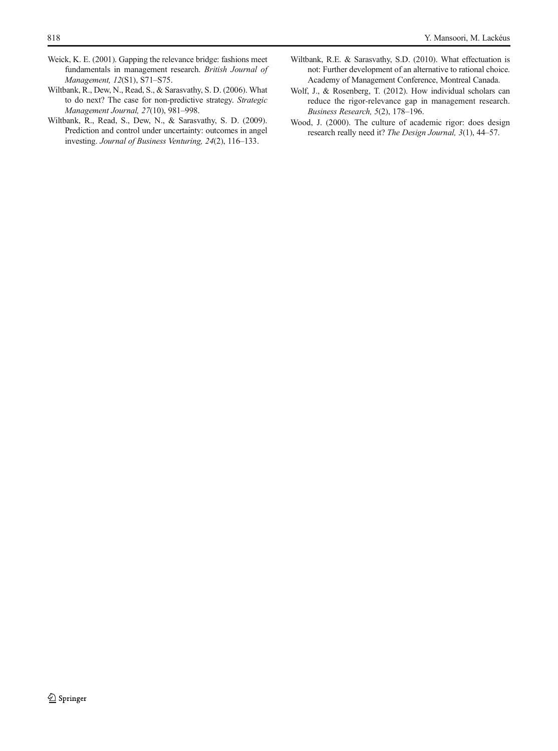Weick, K. E. (2001). Gapping the relevance bridge: fashions meet fundamentals in management research. *British Journal of Management, 12*(S1), S71–S75.

Wiltbank, R., Dew, N., Read, S., & Sarasvathy, S. D. (2006). What to do next? The case for non-predictive strategy. *Strategic Management Journal, 27*(10), 981–998.

Wiltbank, R., Read, S., Dew, N., & Sarasvathy, S. D. (2009). Prediction and control under uncertainty: outcomes in angel investing. *Journal of Business Venturing, 24*(2), 116–133.

Wiltbank, R.E. & Sarasvathy, S.D. (2010). What effectuation is not: Further development of an alternative to rational choice. Academy of Management Conference, Montreal Canada.

Wolf, J., & Rosenberg, T. (2012). How individual scholars can reduce the rigor-relevance gap in management research. *Business Research, 5*(2), 178–196.

Wood, J. (2000). The culture of academic rigor: does design research really need it? *The Design Journal, 3*(1), 44–57.